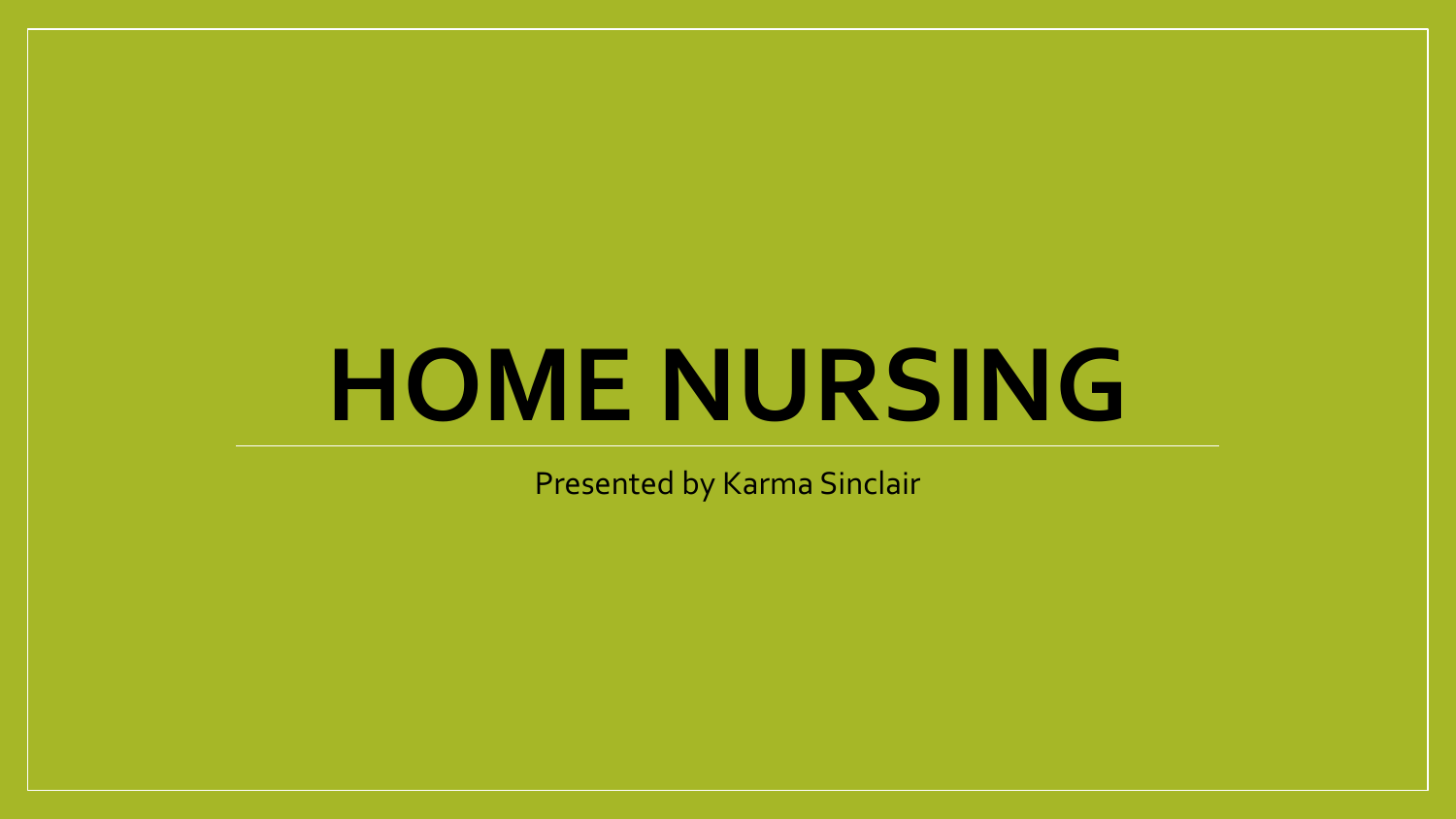# HOME NURSING

Presented by Karma Sinclair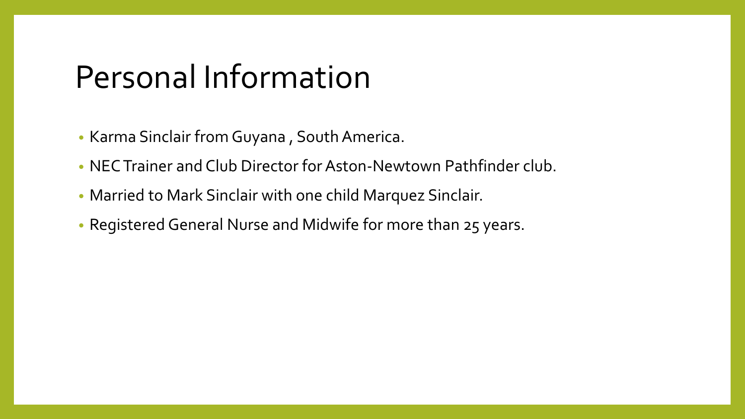# Personal Information

- Karma Sinclair from Guyana , South America.
- NEC Trainer and Club Director for Aston-Newtown Pathfinder club.
- Married to Mark Sinclair with one child Marquez Sinclair.
- Registered General Nurse and Midwife for more than 25 years.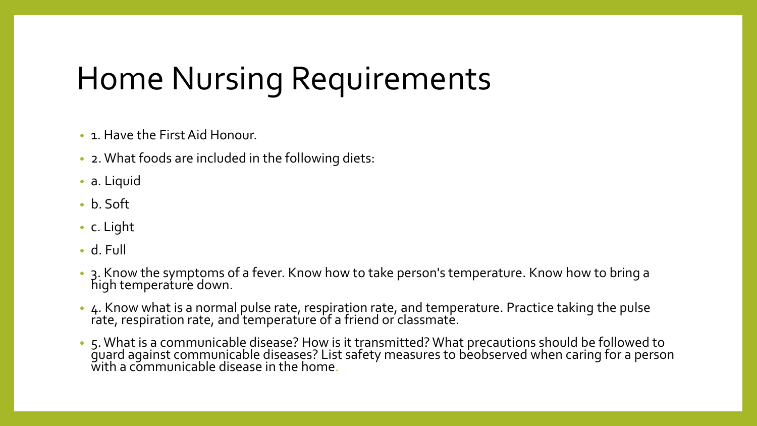# Home Nursing Requirements

- 1. Have the First Aid Honour.
- 2. What foods are included in the following diets:
- a. Liquid
- b. Soft
- c. Light
- d. Full
- 3. Know the symptoms of a fever. Know how to take person's temperature. Know how to bring a high temperature down.
- 4. Know what is a normal pulse rate, respiration rate, and temperature. Practice taking the pulse rate, respiration rate, and temperature of a friend or classmate.
- 5. What is a communicable disease? How is it transmitted? What precautions should be followed to guard against communicable diseases? List safety measures to beobserved when caring for a person with a communicable disease in the home.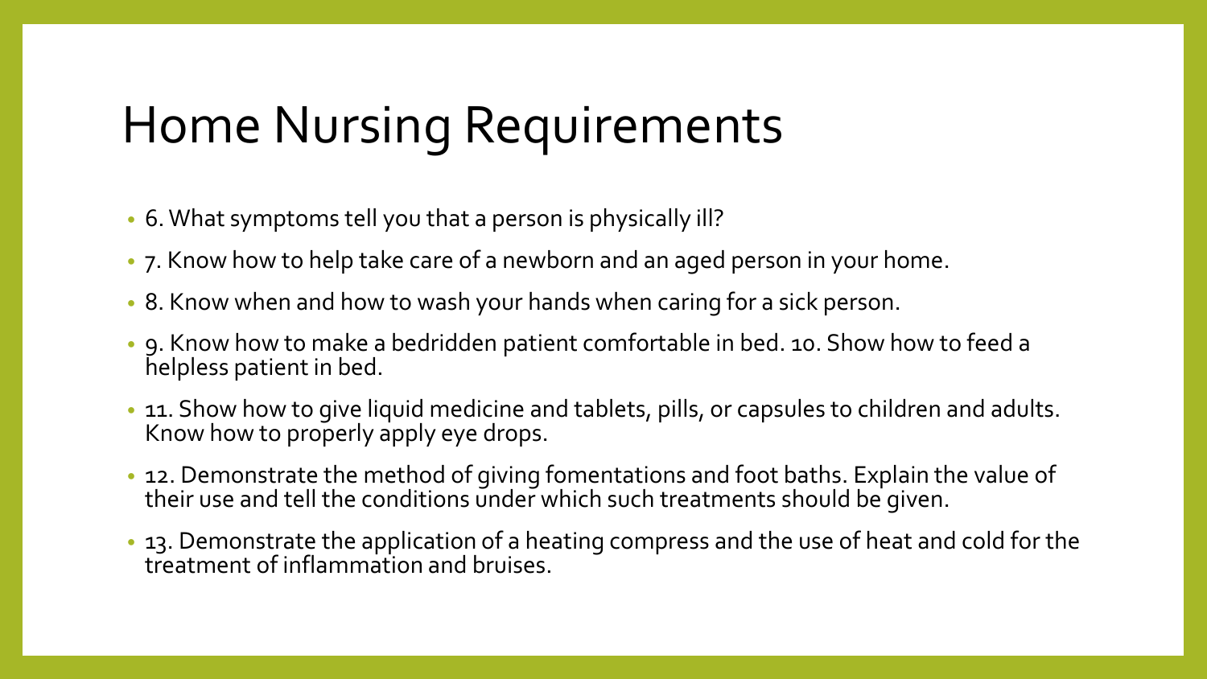# Home Nursing Requirements

- 6. What symptoms tell you that a person is physically ill?
- 7. Know how to help take care of a newborn and an aged person in your home.
- 8. Know when and how to wash your hands when caring for a sick person.
- 9. Know how to make a bedridden patient comfortable in bed. 10. Show how to feed a helpless patient in bed.
- 11. Show how to give liquid medicine and tablets, pills, or capsules to children and adults. Know how to properly apply eye drops.
- 12. Demonstrate the method of giving fomentations and foot baths. Explain the value of their use and tell the conditions under which such treatments should be given.
- 13. Demonstrate the application of a heating compress and the use of heat and cold for the treatment of inflammation and bruises.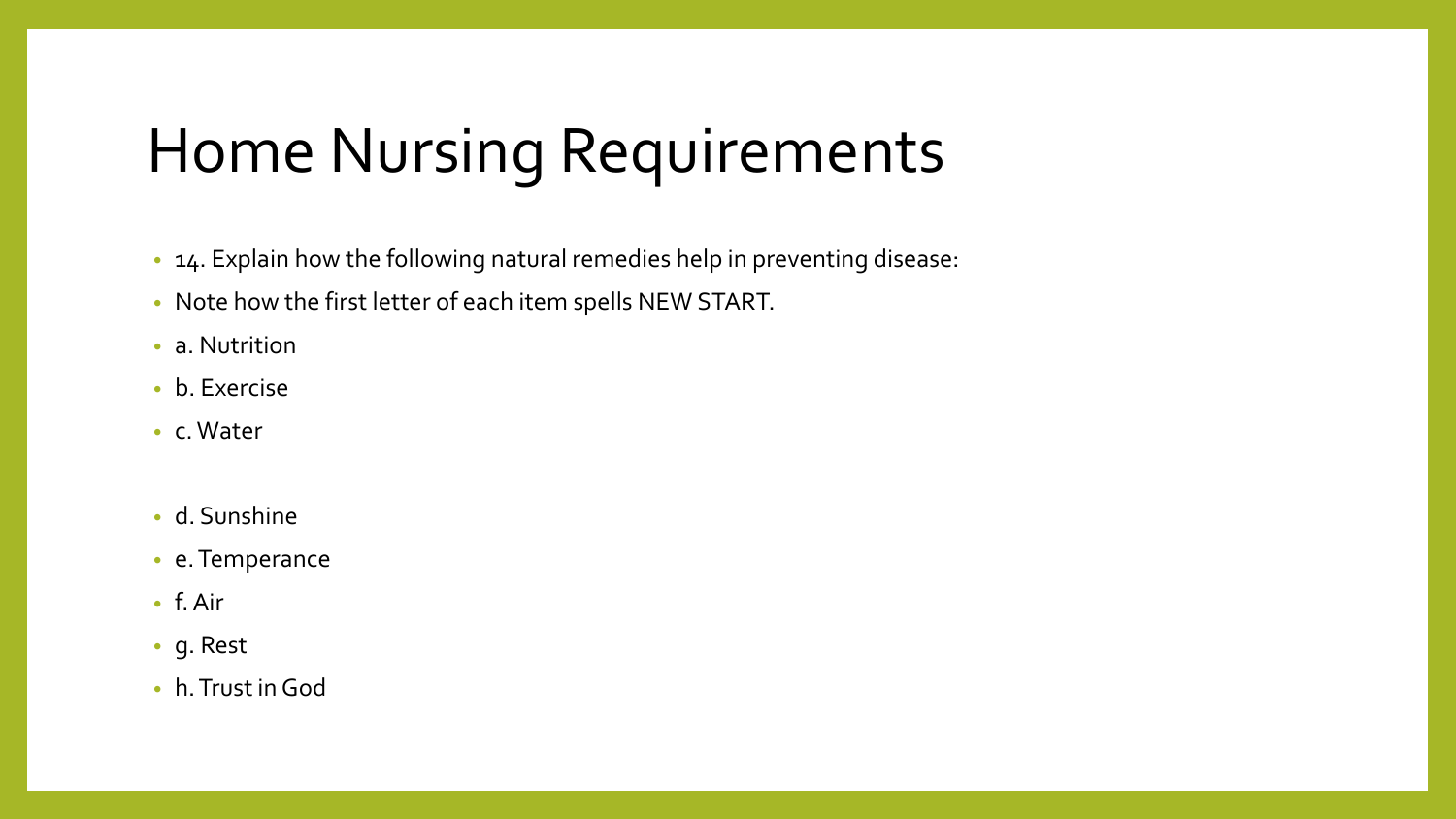# Home Nursing Requirements

- 14. Explain how the following natural remedies help in preventing disease:
- Note how the first letter of each item spells NEW START.
- a. Nutrition
- b. Exercise
- c. Water
- d. Sunshine
- e. Temperance
- f. Air
- g. Rest
- h. Trust in God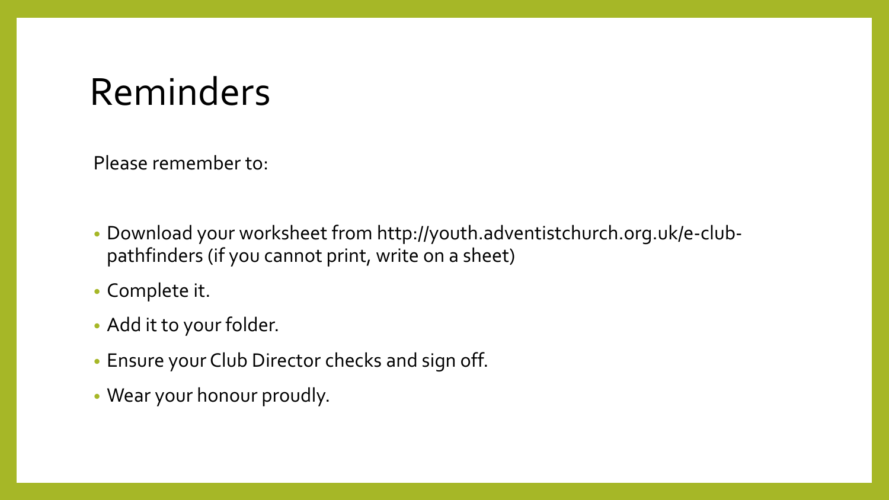# Reminders

Please remember to:

- Download your worksheet from http://youth.adventistchurch.org.uk/e-club-pathfinders (if you cannot print, write on a sheet)
- Complete it.
- Add it to your folder.
- Ensure your Club Director checks and sign off.
- Wear your honour proudly.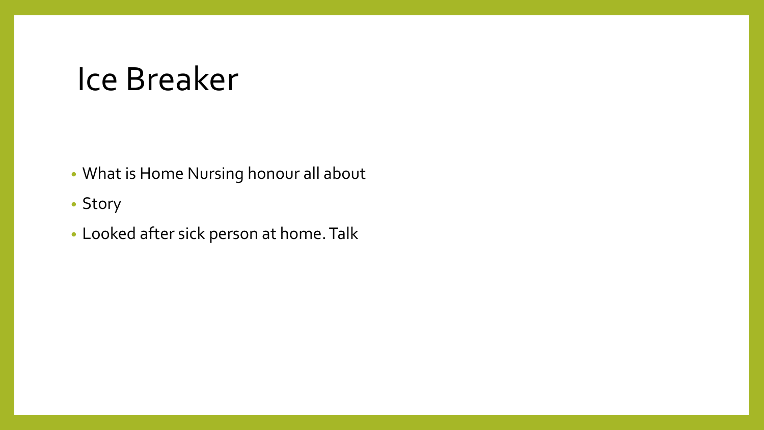# Ice Breaker

- What is Home Nursing honour all about
- Story
- Looked after sick person at home. Talk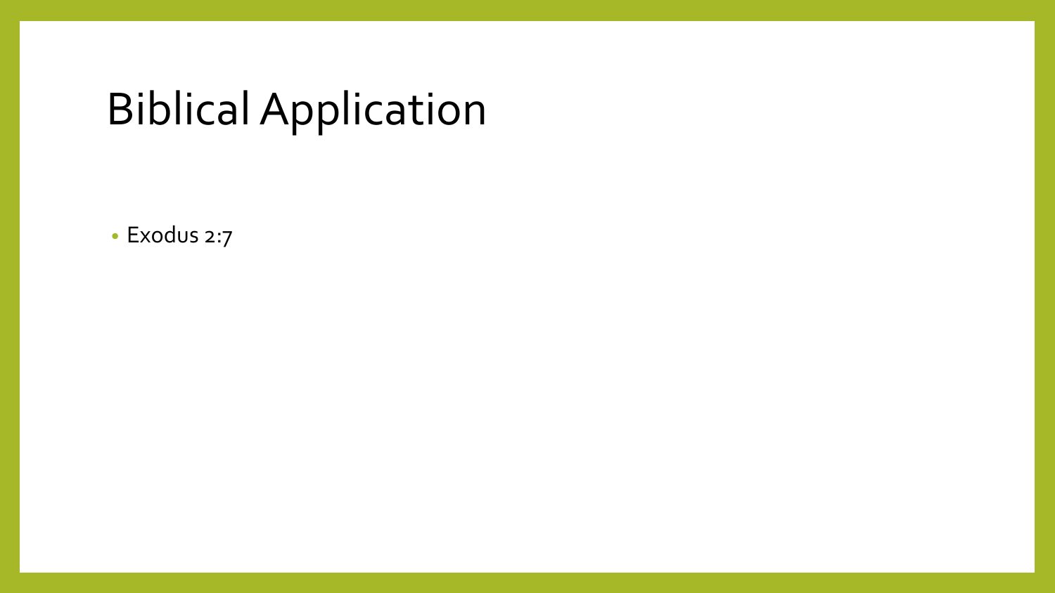# Biblical Application

- Exodus 2:7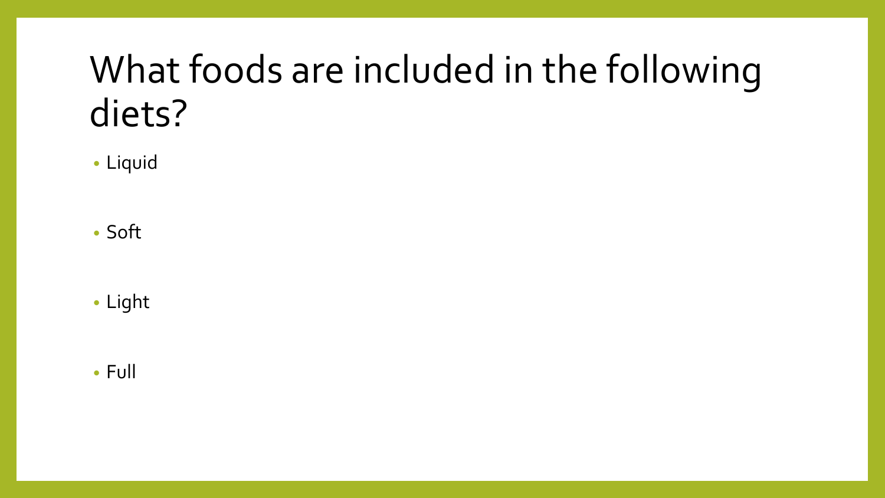# What foods are included in the following diets?

- Liquid
- Soft
- Light
- Full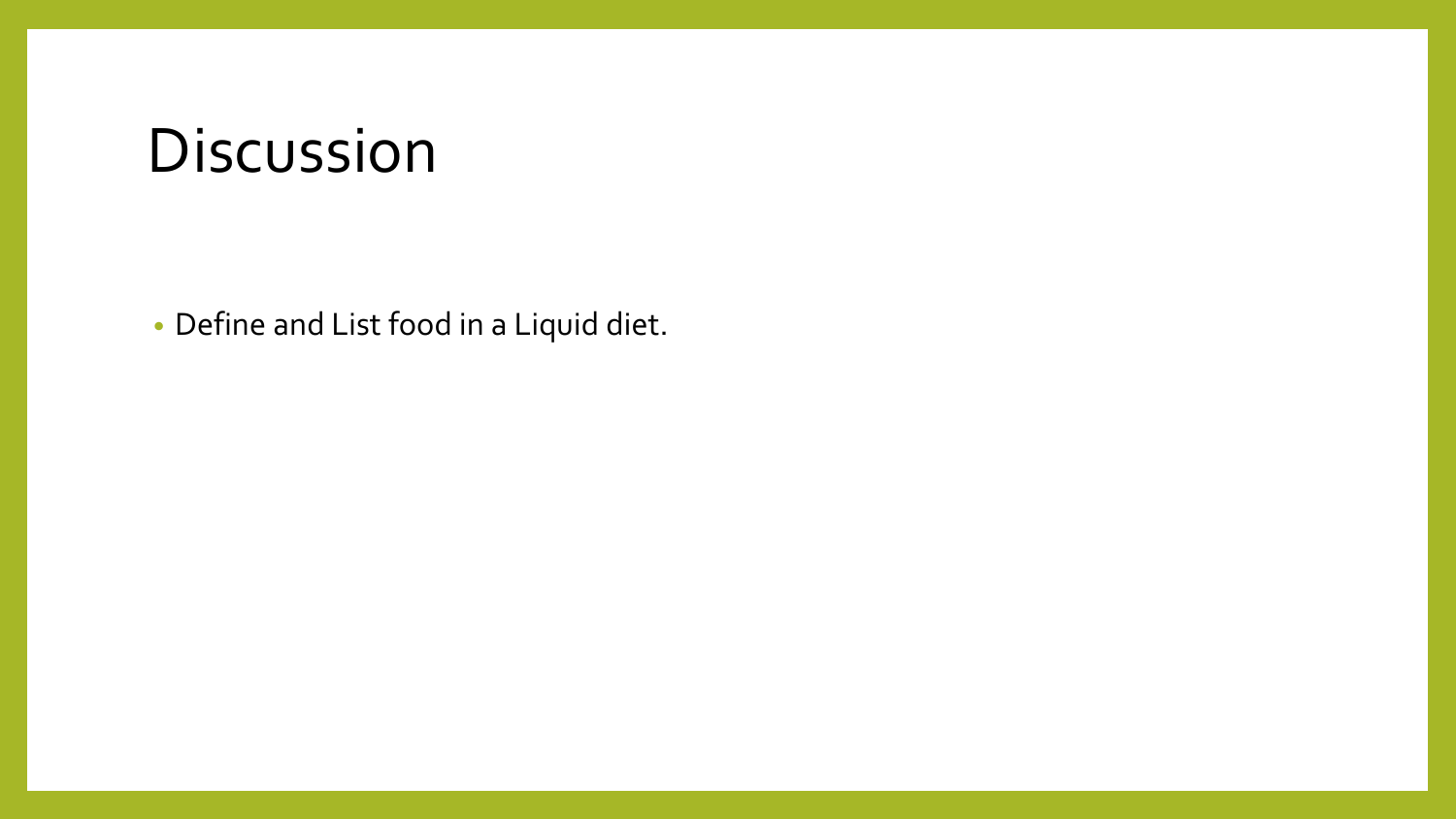# Discussion

- Define and List food in a Liquid diet.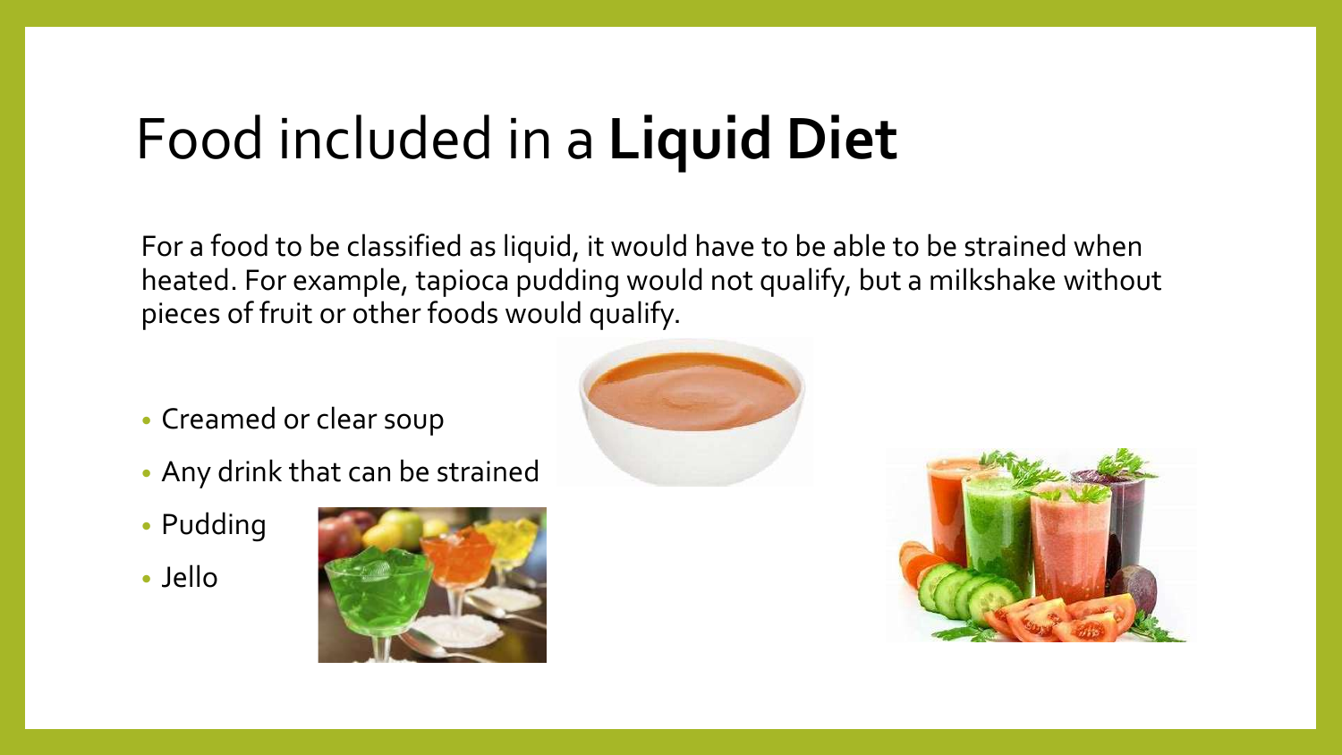# Food included in a **Liquid Diet**

For a food to be classified as liquid, it would have to be able to be strained when heated. For example, tapioca pudding would not qualify, but a milkshake without pieces of fruit or other foods would qualify.

- Creamed or clear soup
- Any drink that can be strained
- Pudding
- Jello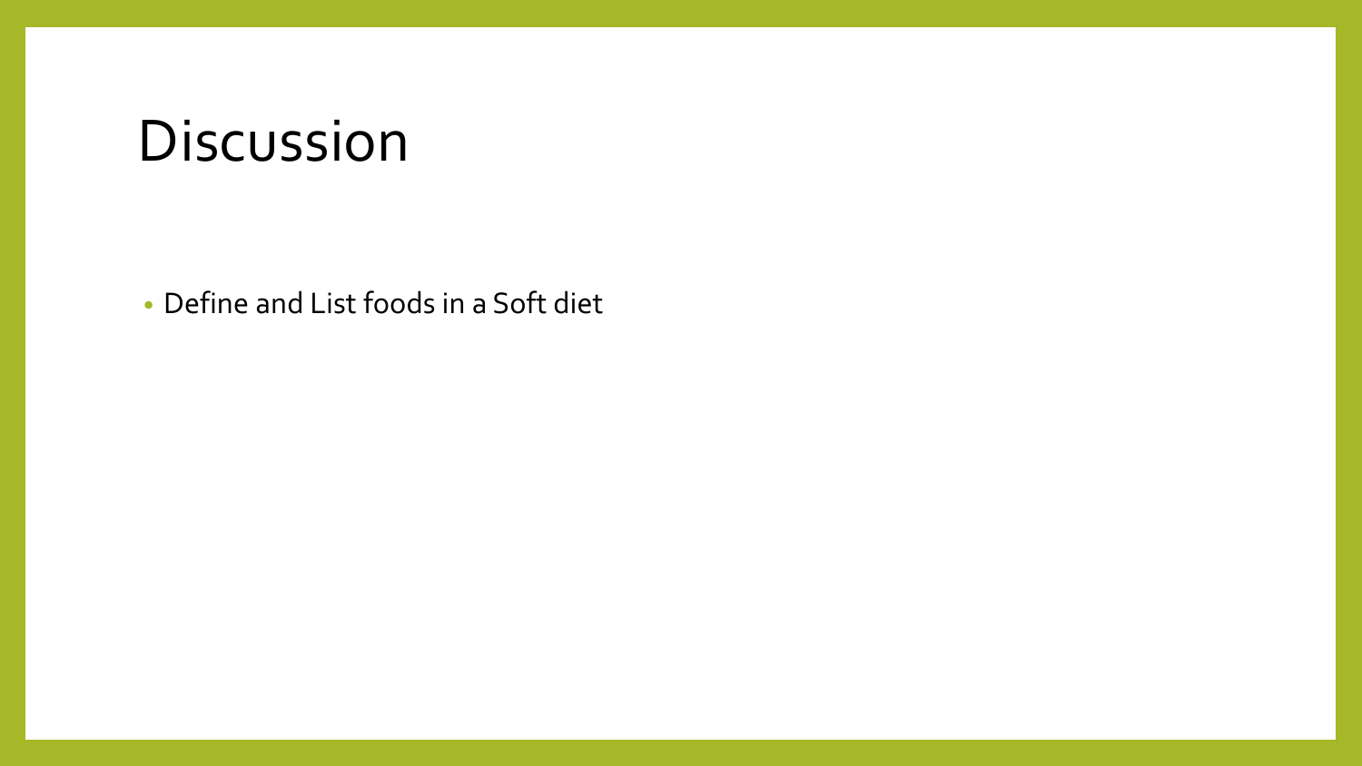# Discussion

- Define and List foods in a Soft diet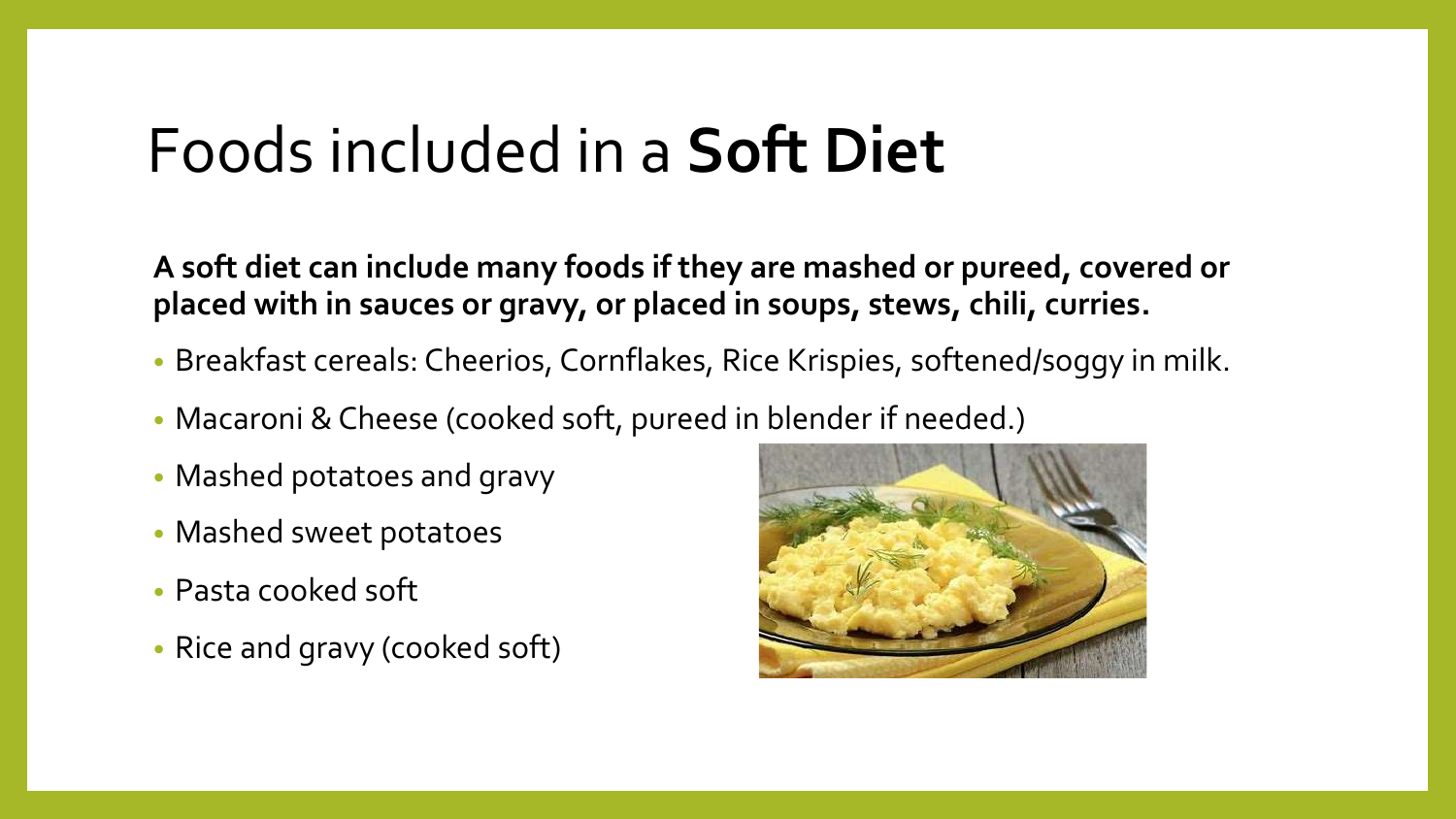# Foods included in a **Soft Diet**

**A soft diet can include many foods if they are mashed or pureed, covered or placed with in sauces or gravy, or placed in soups, stews, chili, curries.**

- Breakfast cereals: Cheerios, Cornflakes, Rice Krispies, softened/soggy in milk.
- Macaroni & Cheese (cooked soft, pureed in blender if needed.)
- Mashed potatoes and gravy
- Mashed sweet potatoes
- Pasta cooked soft
- Rice and gravy (cooked soft)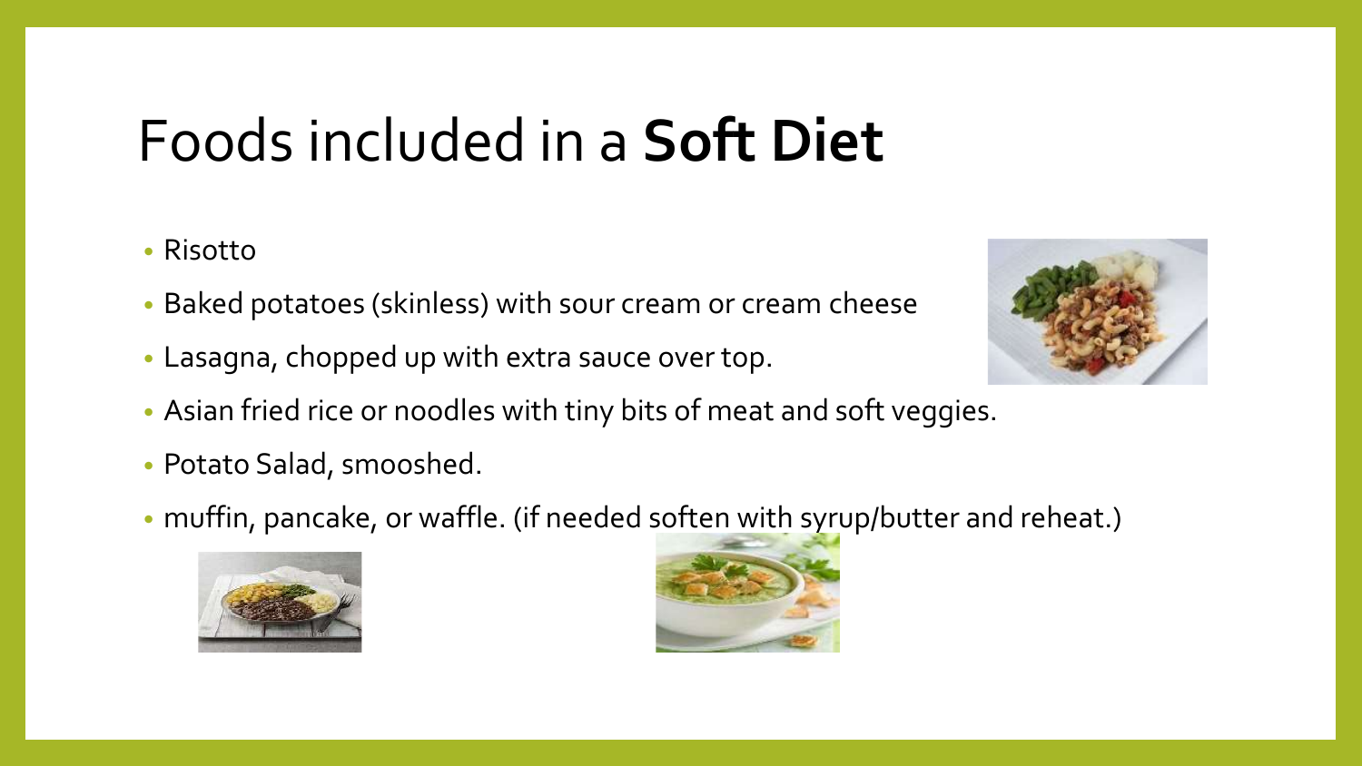# Foods included in a **Soft Diet**

- Risotto
- Baked potatoes (skinless) with sour cream or cream cheese
- Lasagna, chopped up with extra sauce over top.
- Asian fried rice or noodles with tiny bits of meat and soft veggies.
- Potato Salad, smooshed.
- muffin, pancake, or waffle. (if needed soften with syrup/butter and reheat.)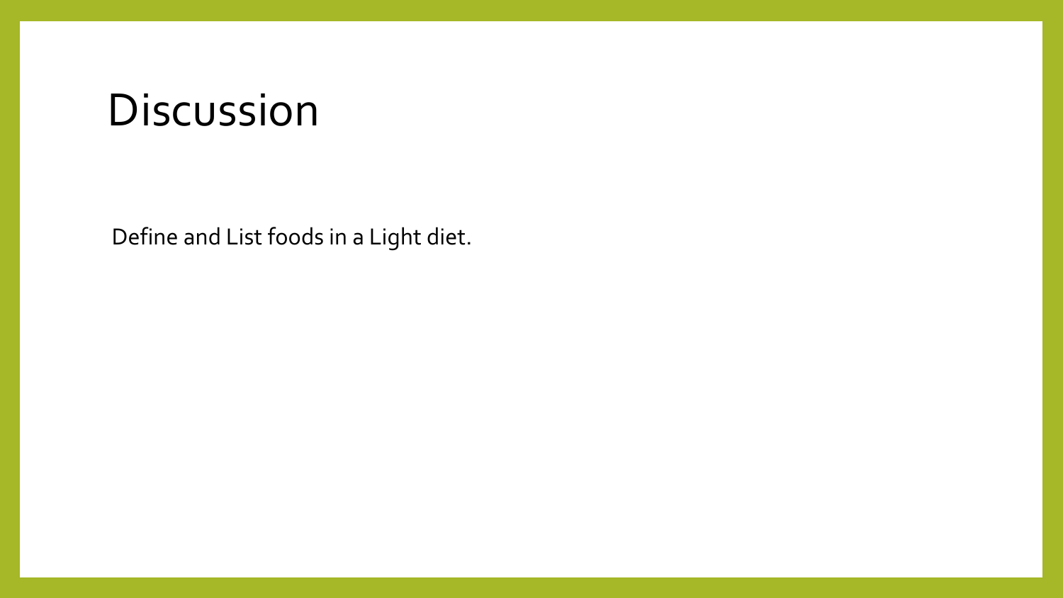# Discussion

Define and List foods in a Light diet.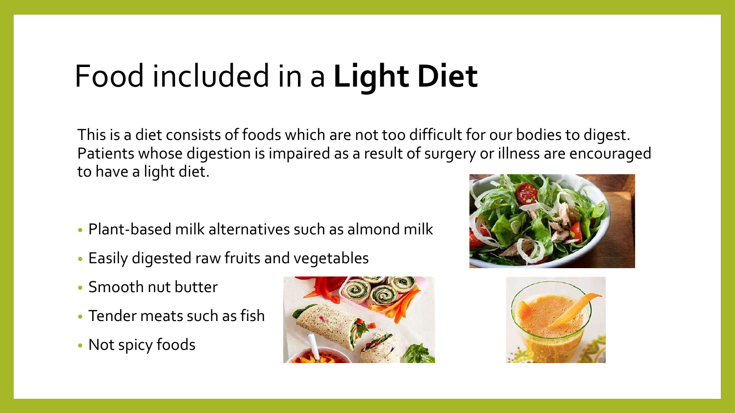# Food included in a **Light Diet**

This is a diet consists of foods which are not too difficult for our bodies to digest. Patients whose digestion is impaired as a result of surgery or illness are encouraged to have a light diet.

- Plant-based milk alternatives such as almond milk
- Easily digested raw fruits and vegetables
- Smooth nut butter
- Tender meats such as fish
- Not spicy foods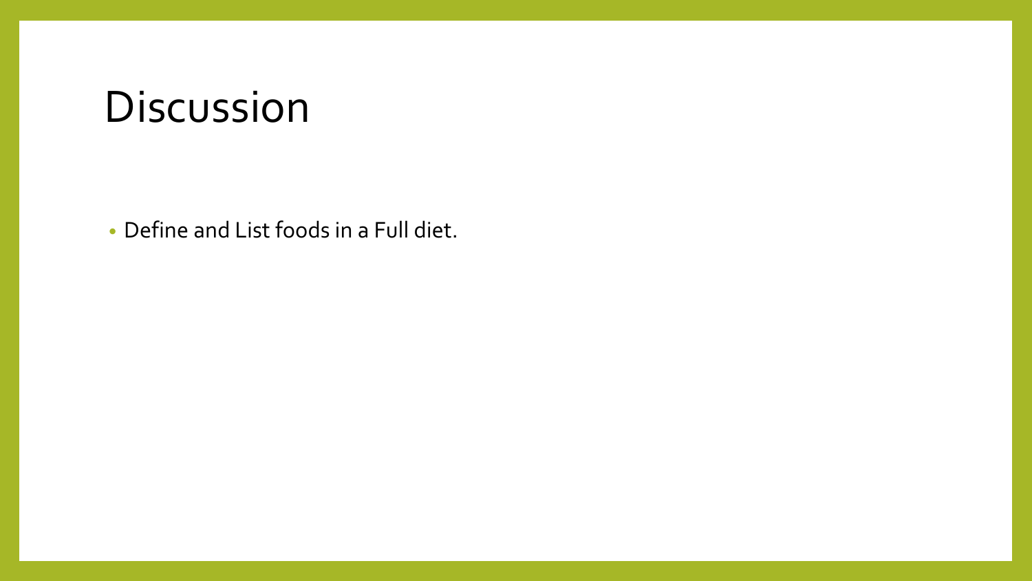# Discussion

- Define and List foods in a Full diet.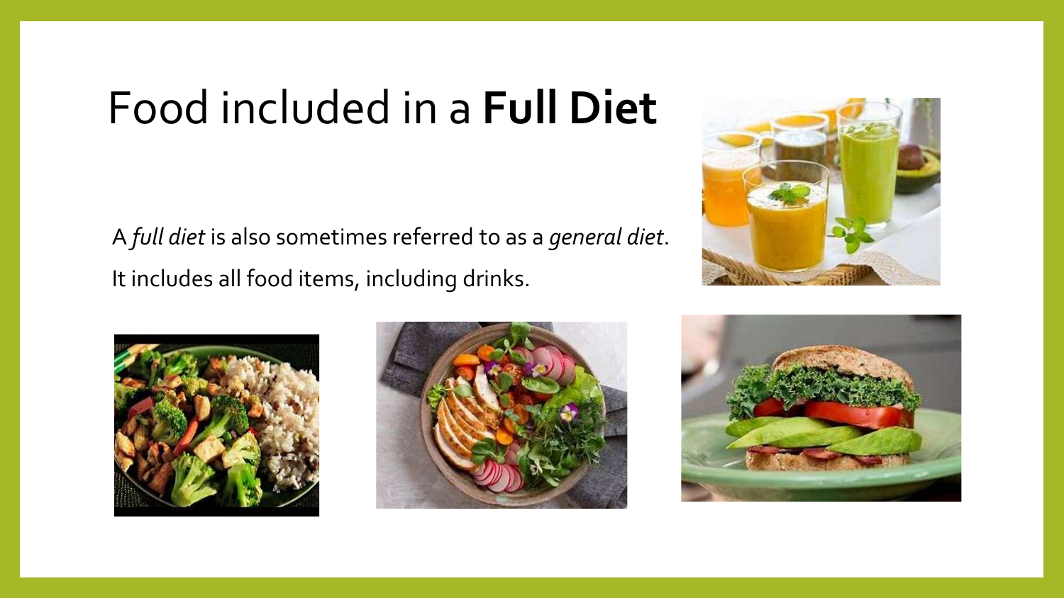# Food included in a **Full Diet**

A *full diet* is also sometimes referred to as a *general diet*.

It includes all food items, including drinks.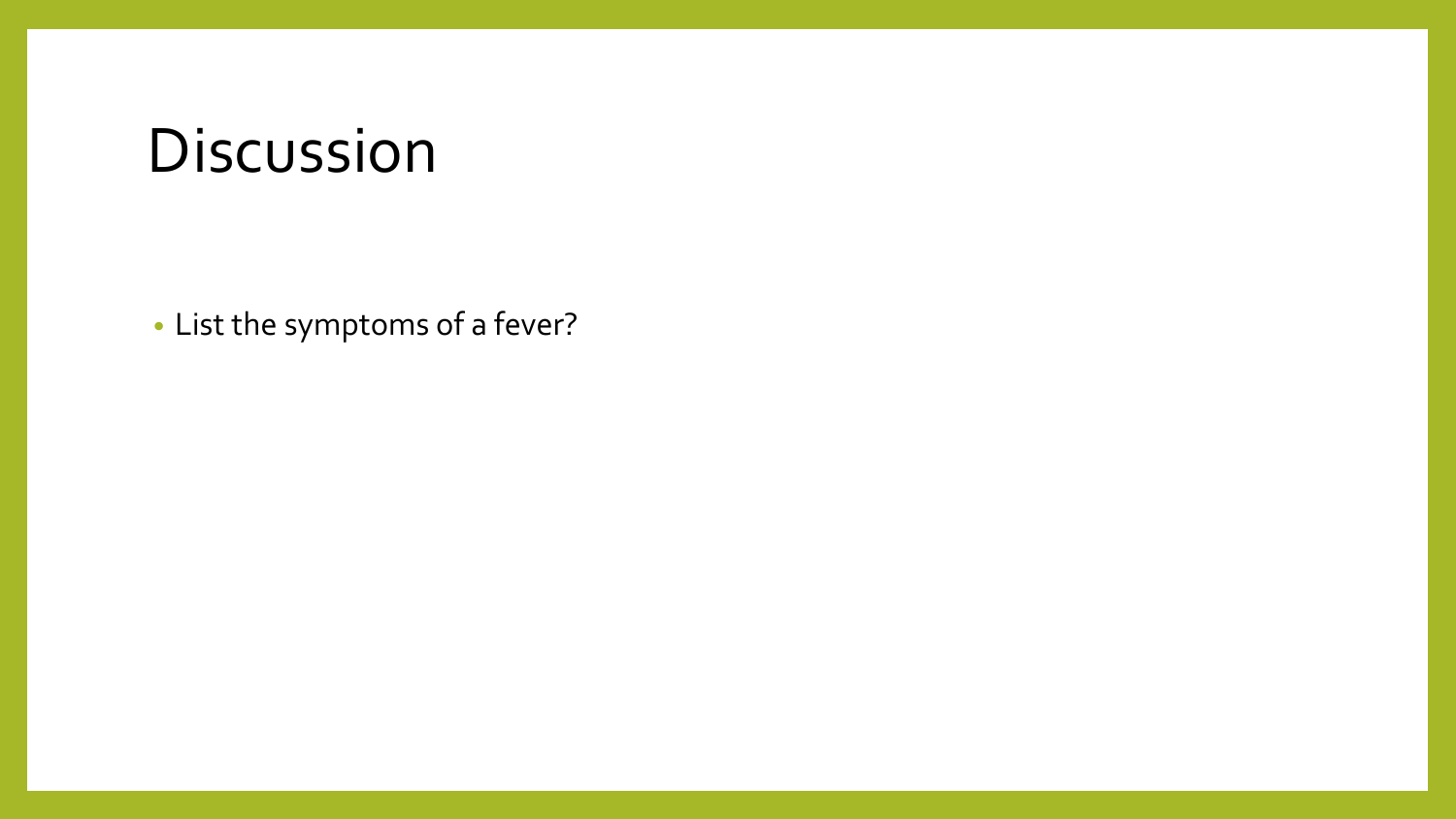# Discussion

- List the symptoms of a fever?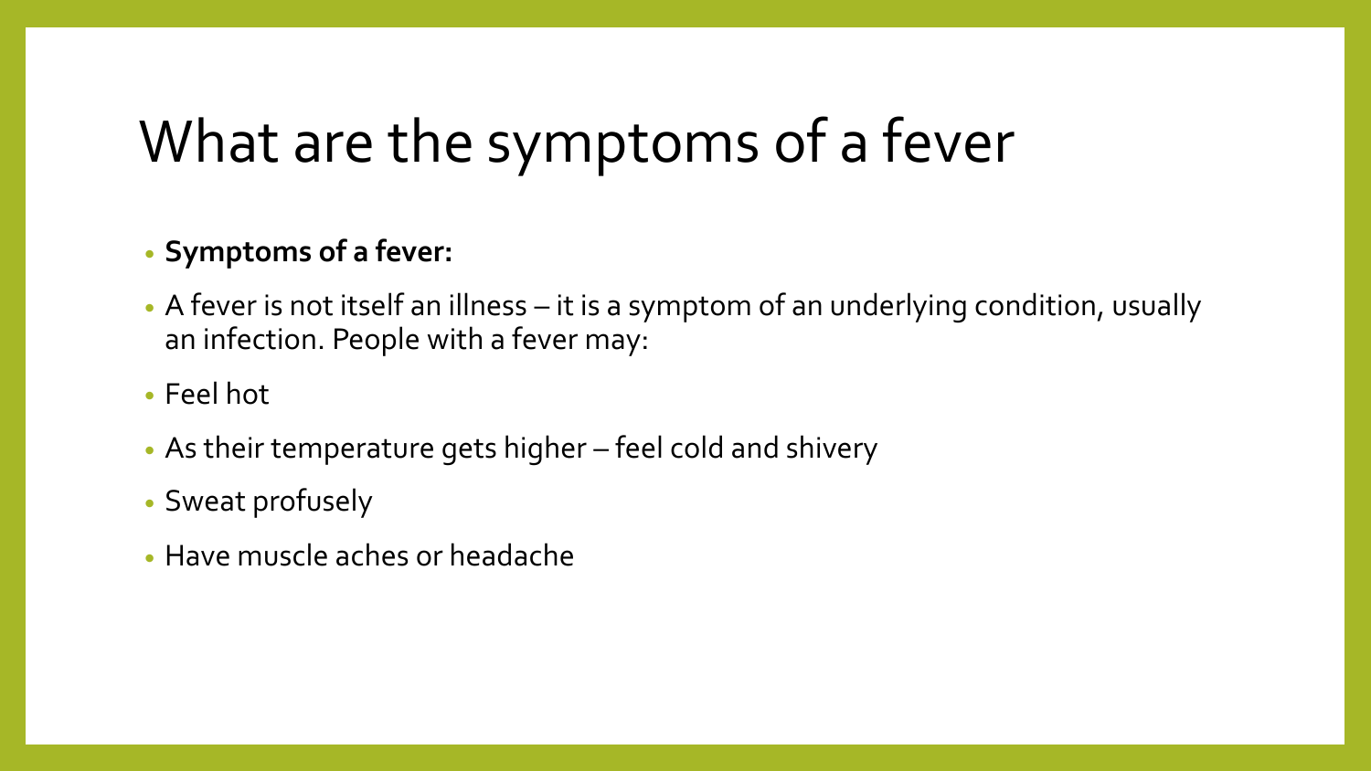# What are the symptoms of a fever

- **Symptoms of a fever:**
- A fever is not itself an illness – it is a symptom of an underlying condition, usually an infection. People with a fever may:
- Feel hot
- As their temperature gets higher – feel cold and shivery
- Sweat profusely
- Have muscle aches or headache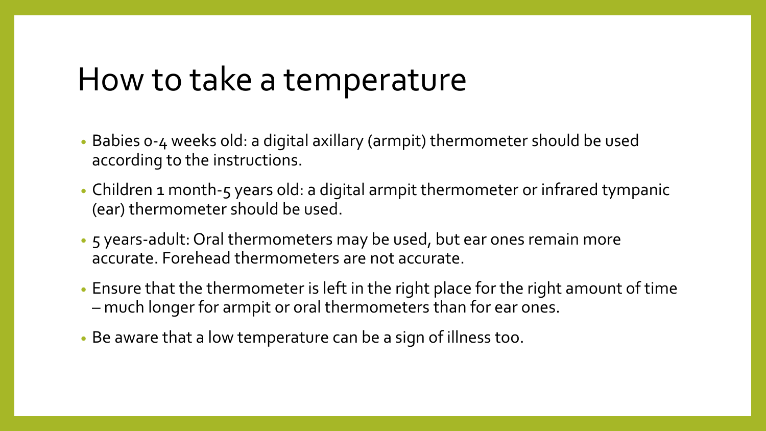# How to take a temperature

- Babies 0-4 weeks old: a digital axillary (armpit) thermometer should be used according to the instructions.
- Children 1 month-5 years old: a digital armpit thermometer or infrared tympanic (ear) thermometer should be used.
- 5 years-adult: Oral thermometers may be used, but ear ones remain more accurate. Forehead thermometers are not accurate.
- Ensure that the thermometer is left in the right place for the right amount of time – much longer for armpit or oral thermometers than for ear ones.
- Be aware that a low temperature can be a sign of illness too.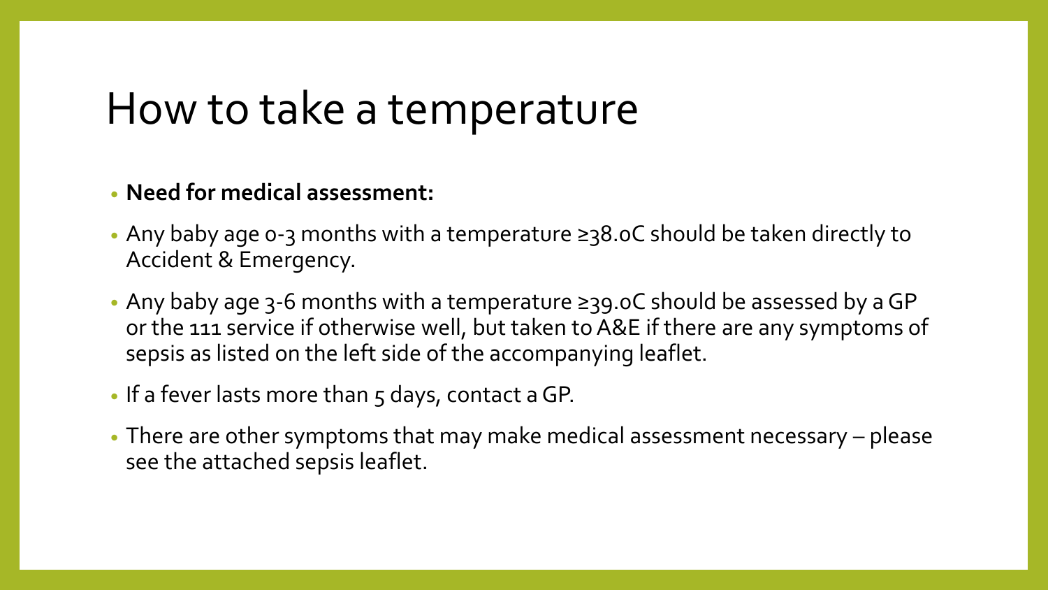# How to take a temperature

- **Need for medical assessment:**
- Any baby age 0-3 months with a temperature ≥38.0C should be taken directly to Accident & Emergency.
- Any baby age 3-6 months with a temperature ≥39.0C should be assessed by a GP or the 111 service if otherwise well, but taken to A&E if there are any symptoms of sepsis as listed on the left side of the accompanying leaflet.
- If a fever lasts more than 5 days, contact a GP.
- There are other symptoms that may make medical assessment necessary – please see the attached sepsis leaflet.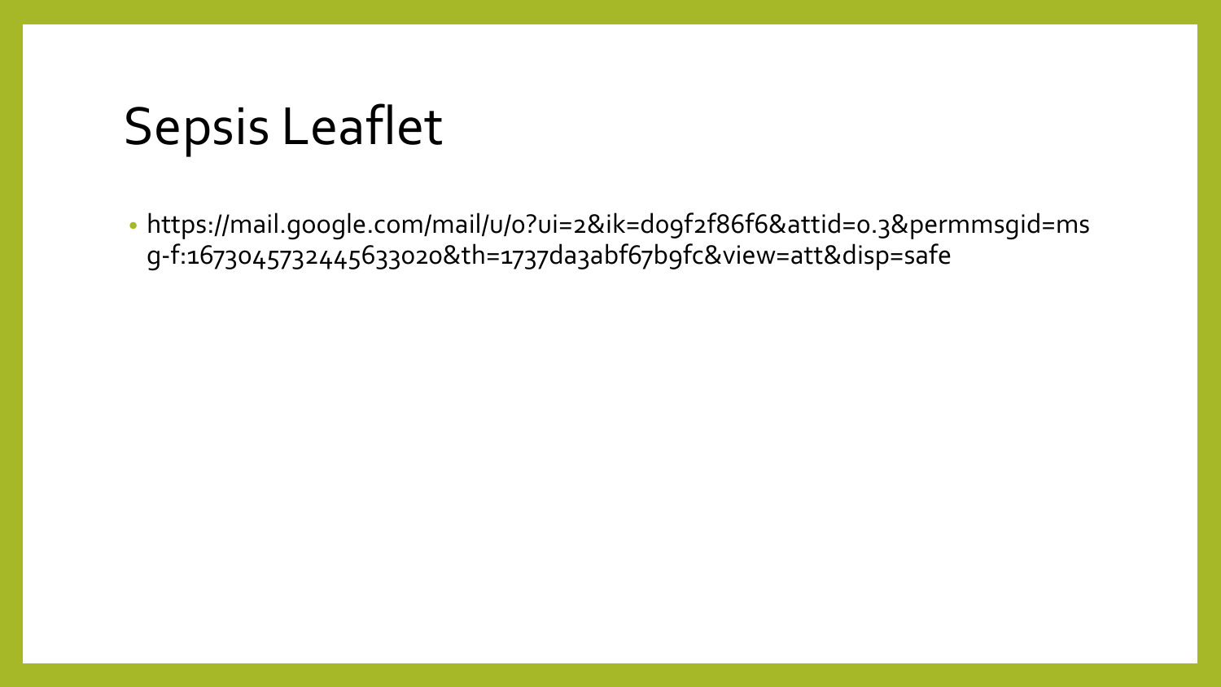# Sepsis Leaflet

- https://mail.google.com/mail/u/0?ui=2&ik=d09f2f86f6&attid=0.3&permmsgid=msg-f:1673045732445633020&th=1737da3abf67b9fc&view=att&disp=safe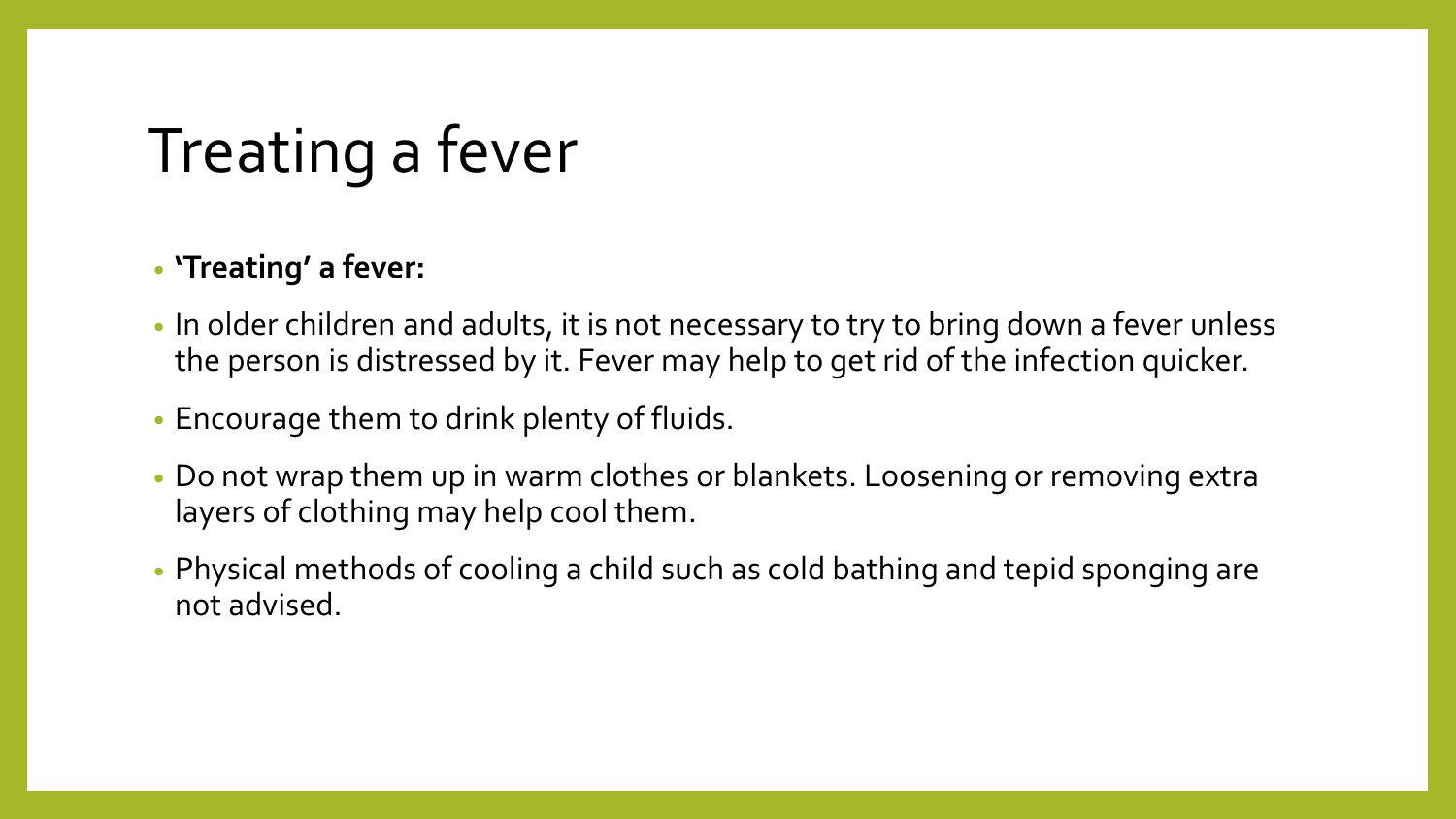# Treating a fever

- **'Treating' a fever:**
- In older children and adults, it is not necessary to try to bring down a fever unless the person is distressed by it. Fever may help to get rid of the infection quicker.
- Encourage them to drink plenty of fluids.
- Do not wrap them up in warm clothes or blankets. Loosening or removing extra layers of clothing may help cool them.
- Physical methods of cooling a child such as cold bathing and tepid sponging are not advised.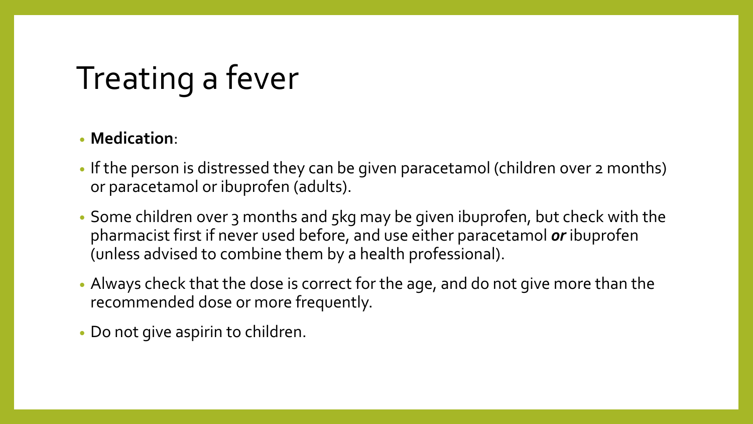# Treating a fever

- **Medication**:
- If the person is distressed they can be given paracetamol (children over 2 months) or paracetamol or ibuprofen (adults).
- Some children over 3 months and 5kg may be given ibuprofen, but check with the pharmacist first if never used before, and use either paracetamol ***or*** ibuprofen (unless advised to combine them by a health professional).
- Always check that the dose is correct for the age, and do not give more than the recommended dose or more frequently.
- Do not give aspirin to children.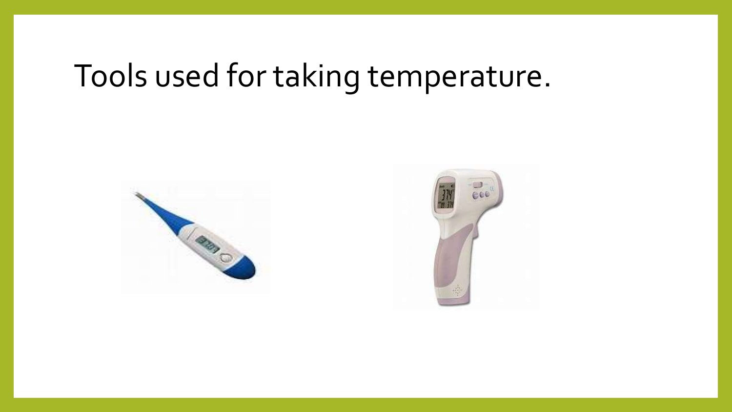# Tools used for taking temperature.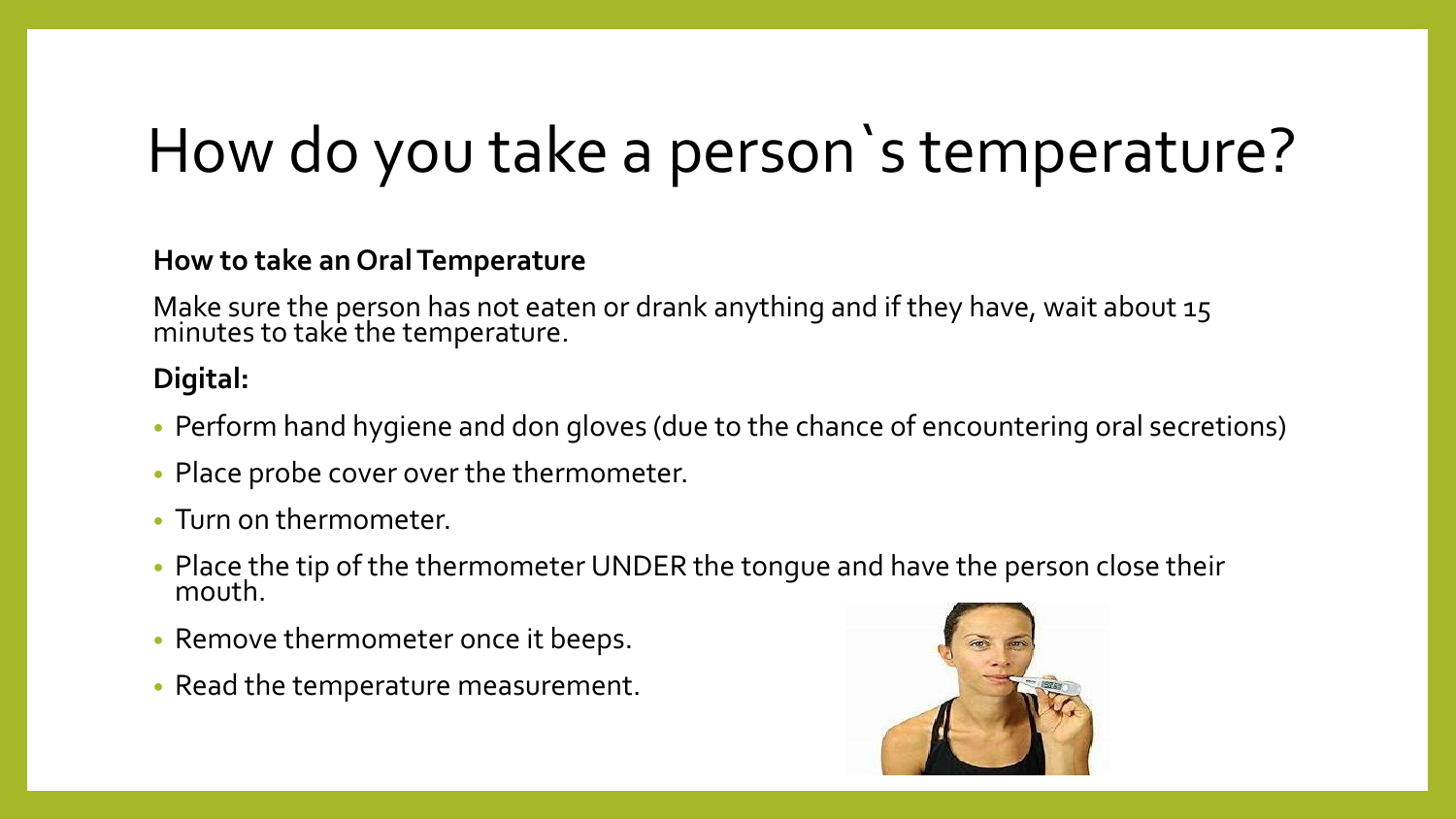# How do you take a person`s temperature?

**How to take an Oral Temperature**

Make sure the person has not eaten or drank anything and if they have, wait about 15 minutes to take the temperature.

**Digital:**

- Perform hand hygiene and don gloves (due to the chance of encountering oral secretions)
- Place probe cover over the thermometer.
- Turn on thermometer.
- Place the tip of the thermometer UNDER the tongue and have the person close their mouth.
- Remove thermometer once it beeps.
- Read the temperature measurement.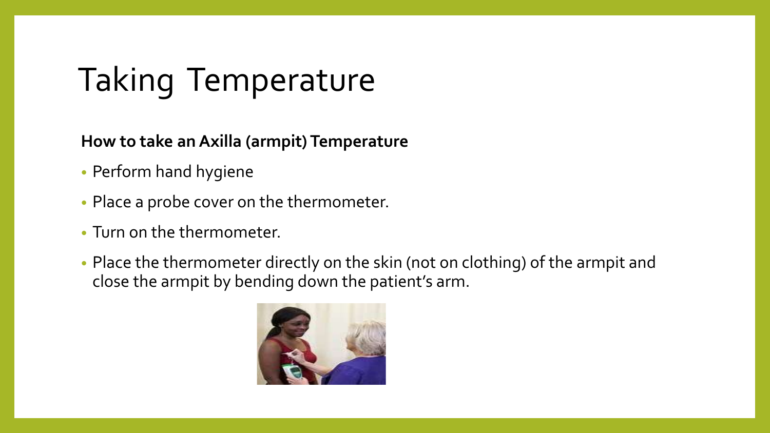# Taking Temperature

**How to take an Axilla (armpit) Temperature**

- Perform hand hygiene
- Place a probe cover on the thermometer.
- Turn on the thermometer.
- Place the thermometer directly on the skin (not on clothing) of the armpit and close the armpit by bending down the patient's arm.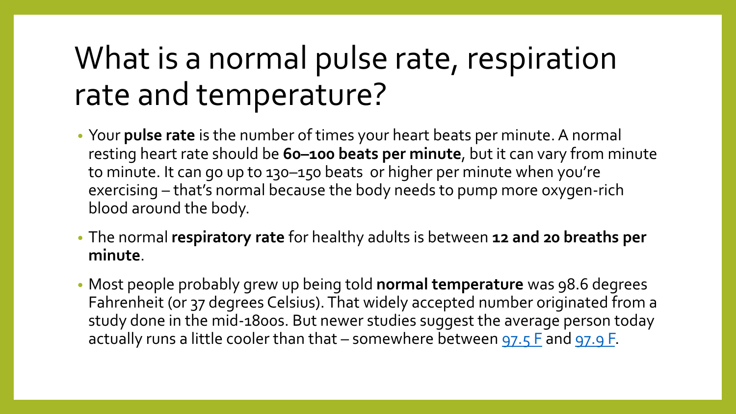# What is a normal pulse rate, respiration rate and temperature?

- Your **pulse rate** is the number of times your heart beats per minute. A normal resting heart rate should be **60–100 beats per minute**, but it can vary from minute to minute. It can go up to 130–150 beats or higher per minute when you're exercising – that's normal because the body needs to pump more oxygen-rich blood around the body.
- The normal **respiratory rate** for healthy adults is between **12 and 20 breaths per minute**.
- Most people probably grew up being told **normal temperature** was 98.6 degrees Fahrenheit (or 37 degrees Celsius). That widely accepted number originated from a study done in the mid-1800s. But newer studies suggest the average person today actually runs a little cooler than that – somewhere between 97.5 F and 97.9 F.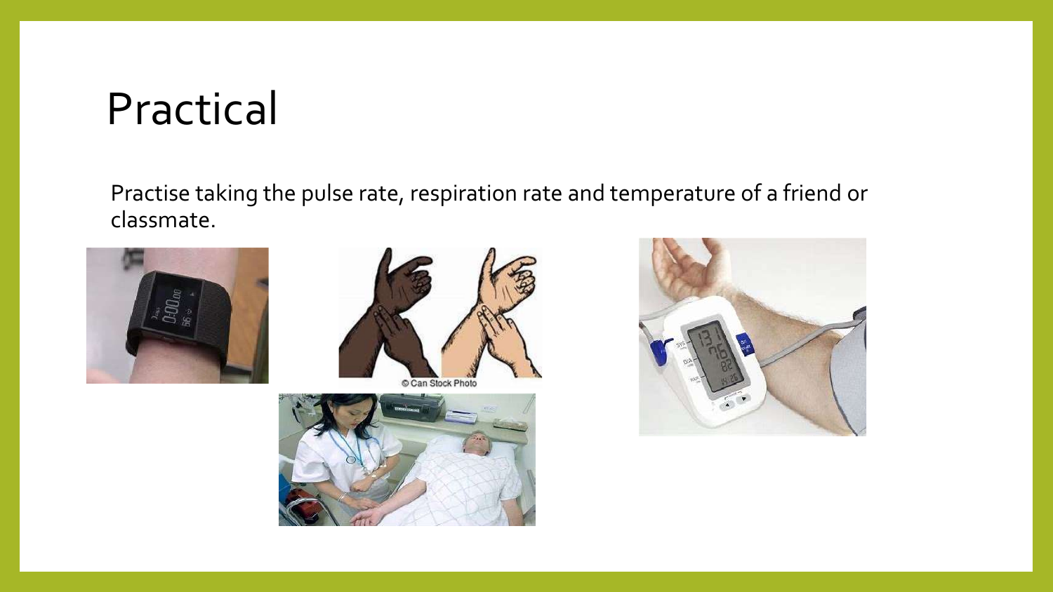# Practical

Practise taking the pulse rate, respiration rate and temperature of a friend or classmate.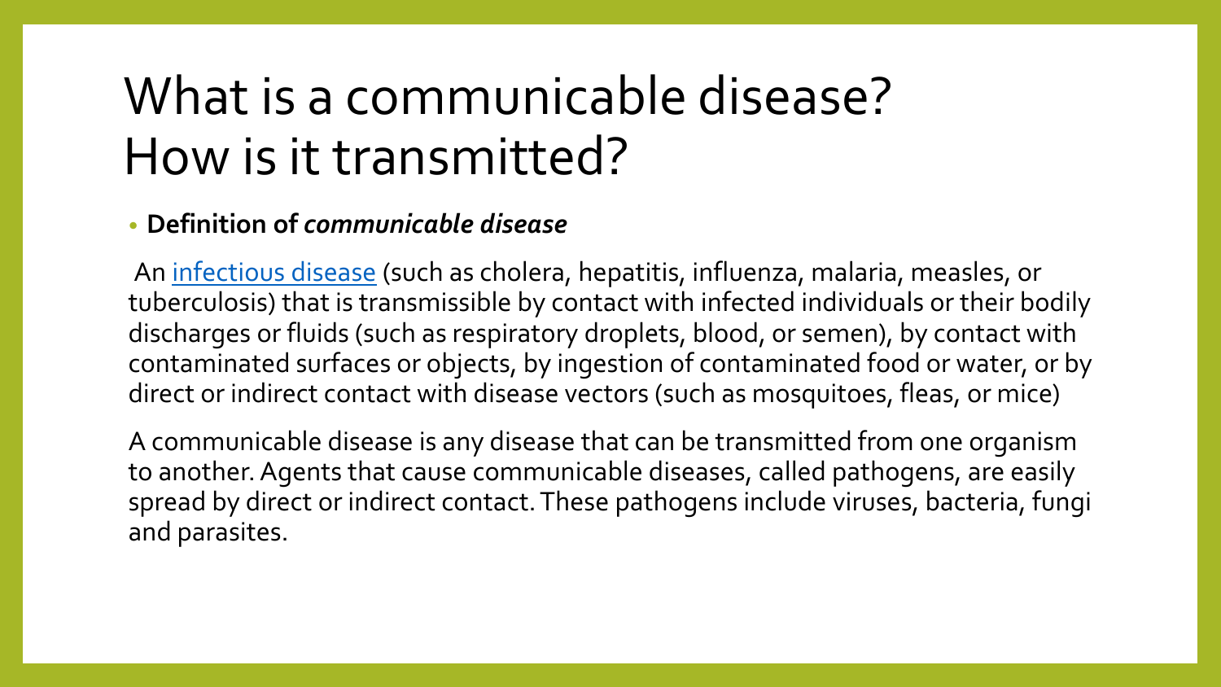# What is a communicable disease? How is it transmitted?

- **Definition of *communicable disease***

An infectious disease (such as cholera, hepatitis, influenza, malaria, measles, or tuberculosis) that is transmissible by contact with infected individuals or their bodily discharges or fluids (such as respiratory droplets, blood, or semen), by contact with contaminated surfaces or objects, by ingestion of contaminated food or water, or by direct or indirect contact with disease vectors (such as mosquitoes, fleas, or mice)

A communicable disease is any disease that can be transmitted from one organism to another. Agents that cause communicable diseases, called pathogens, are easily spread by direct or indirect contact. These pathogens include viruses, bacteria, fungi and parasites.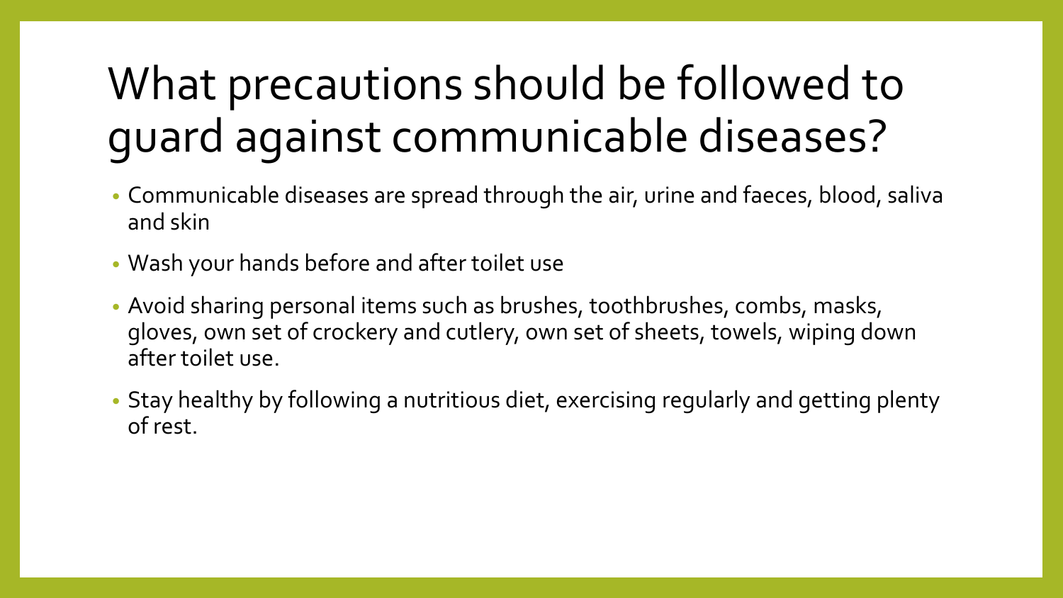# What precautions should be followed to guard against communicable diseases?

- Communicable diseases are spread through the air, urine and faeces, blood, saliva and skin
- Wash your hands before and after toilet use
- Avoid sharing personal items such as brushes, toothbrushes, combs, masks, gloves, own set of crockery and cutlery, own set of sheets, towels, wiping down after toilet use.
- Stay healthy by following a nutritious diet, exercising regularly and getting plenty of rest.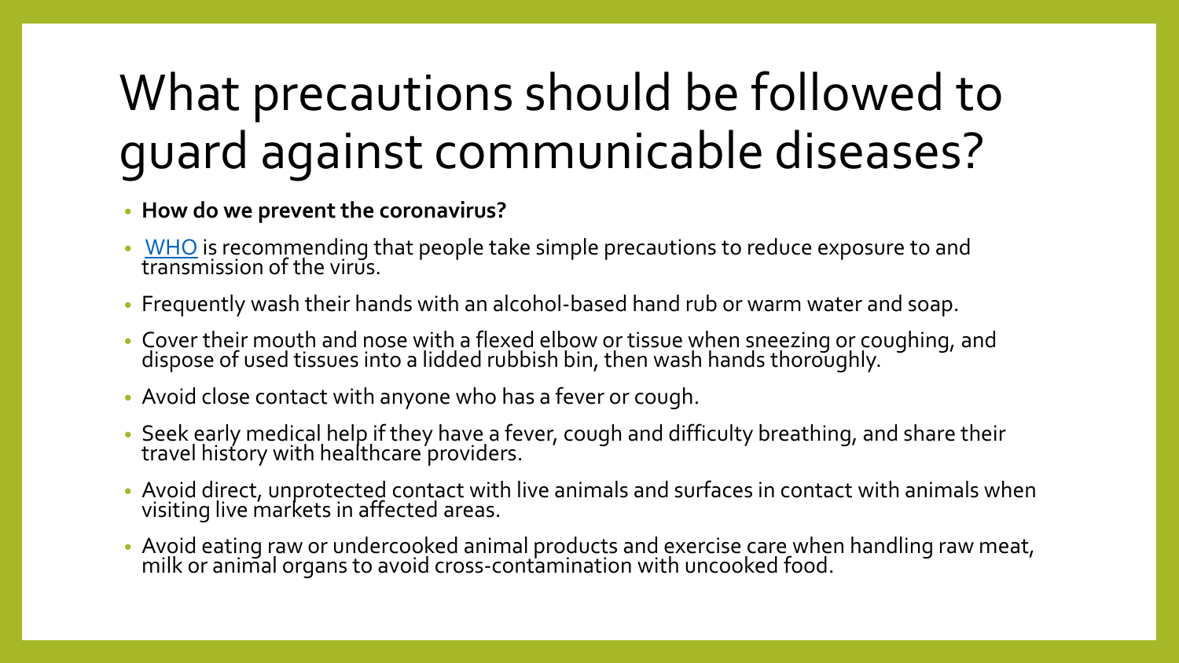# What precautions should be followed to guard against communicable diseases?

- **How do we prevent the coronavirus?**
- WHO is recommending that people take simple precautions to reduce exposure to and transmission of the virus.
- Frequently wash their hands with an alcohol-based hand rub or warm water and soap.
- Cover their mouth and nose with a flexed elbow or tissue when sneezing or coughing, and dispose of used tissues into a lidded rubbish bin, then wash hands thoroughly.
- Avoid close contact with anyone who has a fever or cough.
- Seek early medical help if they have a fever, cough and difficulty breathing, and share their travel history with healthcare providers.
- Avoid direct, unprotected contact with live animals and surfaces in contact with animals when visiting live markets in affected areas.
- Avoid eating raw or undercooked animal products and exercise care when handling raw meat, milk or animal organs to avoid cross-contamination with uncooked food.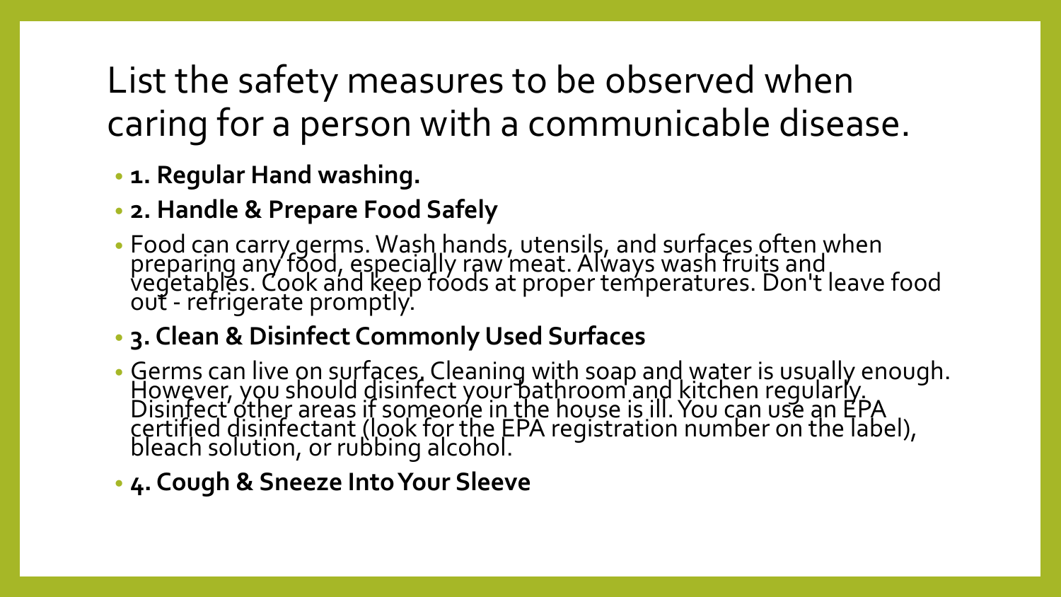# List the safety measures to be observed when caring for a person with a communicable disease.

- **1. Regular Hand washing.**
- **2. Handle & Prepare Food Safely**
- Food can carry germs. Wash hands, utensils, and surfaces often when preparing any food, especially raw meat. Always wash fruits and vegetables. Cook and keep foods at proper temperatures. Don't leave food out - refrigerate promptly.
- **3. Clean & Disinfect Commonly Used Surfaces**
- Germs can live on surfaces. Cleaning with soap and water is usually enough. However, you should disinfect your bathroom and kitchen regularly. Disinfect other areas if someone in the house is ill. You can use an EPA certified disinfectant (look for the EPA registration number on the label), bleach solution, or rubbing alcohol.
- **4. Cough & Sneeze Into Your Sleeve**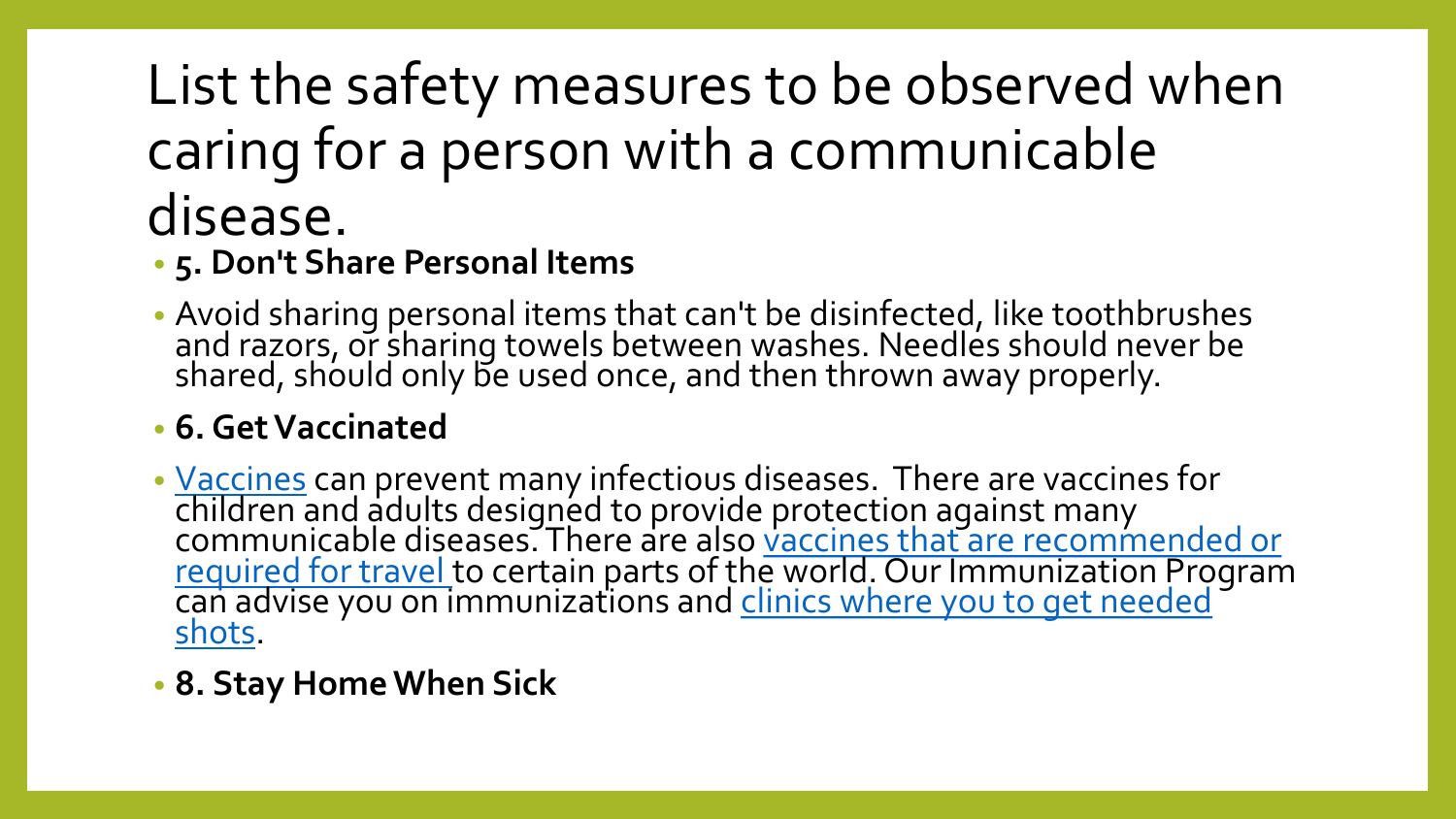# List the safety measures to be observed when caring for a person with a communicable disease.

- **5. Don't Share Personal Items**
- Avoid sharing personal items that can't be disinfected, like toothbrushes and razors, or sharing towels between washes. Needles should never be shared, should only be used once, and then thrown away properly.
- **6. Get Vaccinated**
- Vaccines can prevent many infectious diseases. There are vaccines for children and adults designed to provide protection against many communicable diseases. There are also vaccines that are recommended or required for travel to certain parts of the world. Our Immunization Program can advise you on immunizations and clinics where you to get needed shots.
- **8. Stay Home When Sick**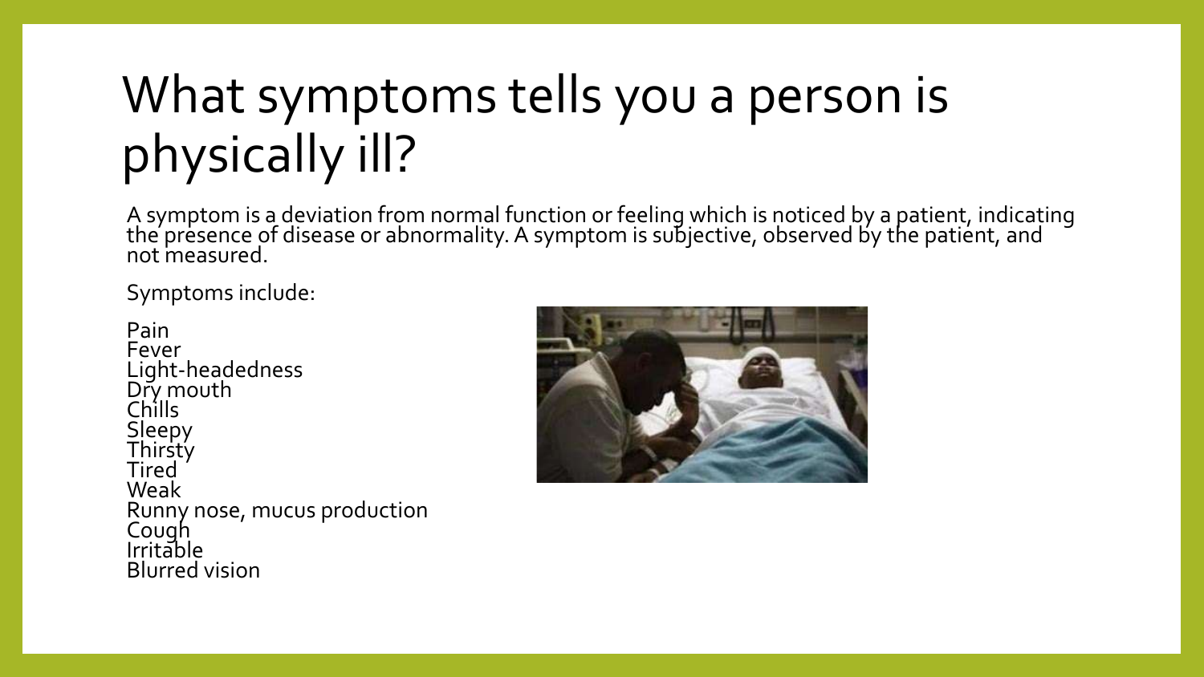# What symptoms tells you a person is physically ill?

A symptom is a deviation from normal function or feeling which is noticed by a patient, indicating the presence of disease or abnormality. A symptom is subjective, observed by the patient, and not measured.

Symptoms include:

Pain
Fever
Light-headedness
Dry mouth
Chills
Sleepy
Thirsty
Tired
Weak
Runny nose, mucus production
Cough
Irritable
Blurred vision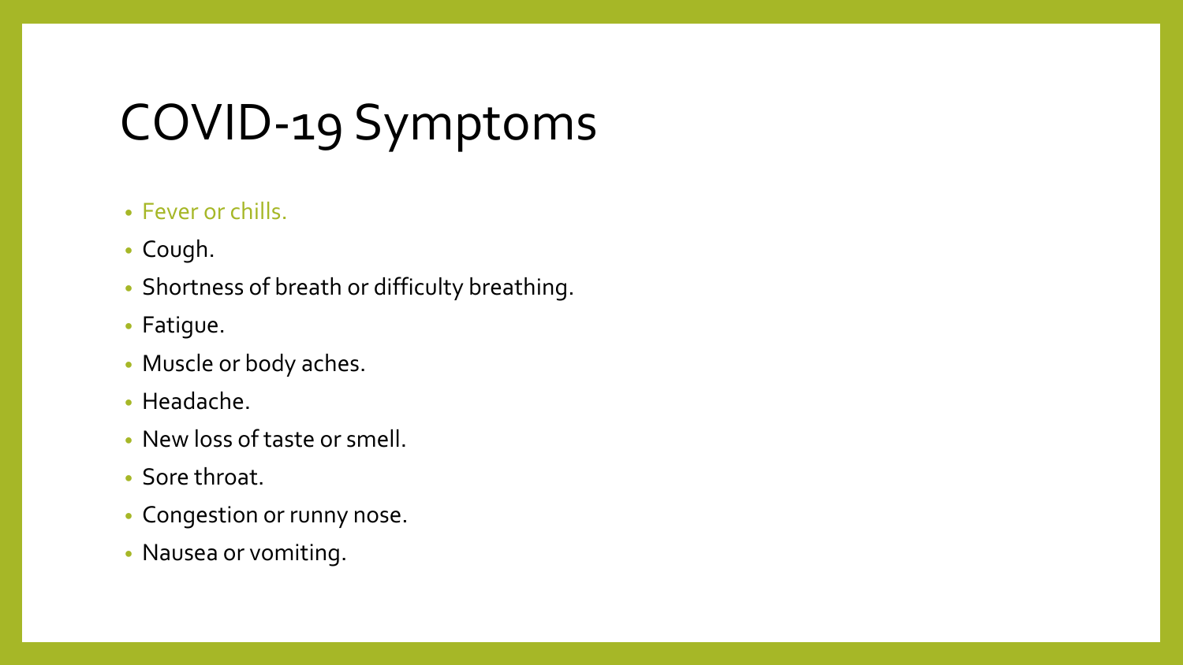# COVID-19 Symptoms

- Fever or chills.
- Cough.
- Shortness of breath or difficulty breathing.
- Fatigue.
- Muscle or body aches.
- Headache.
- New loss of taste or smell.
- Sore throat.
- Congestion or runny nose.
- Nausea or vomiting.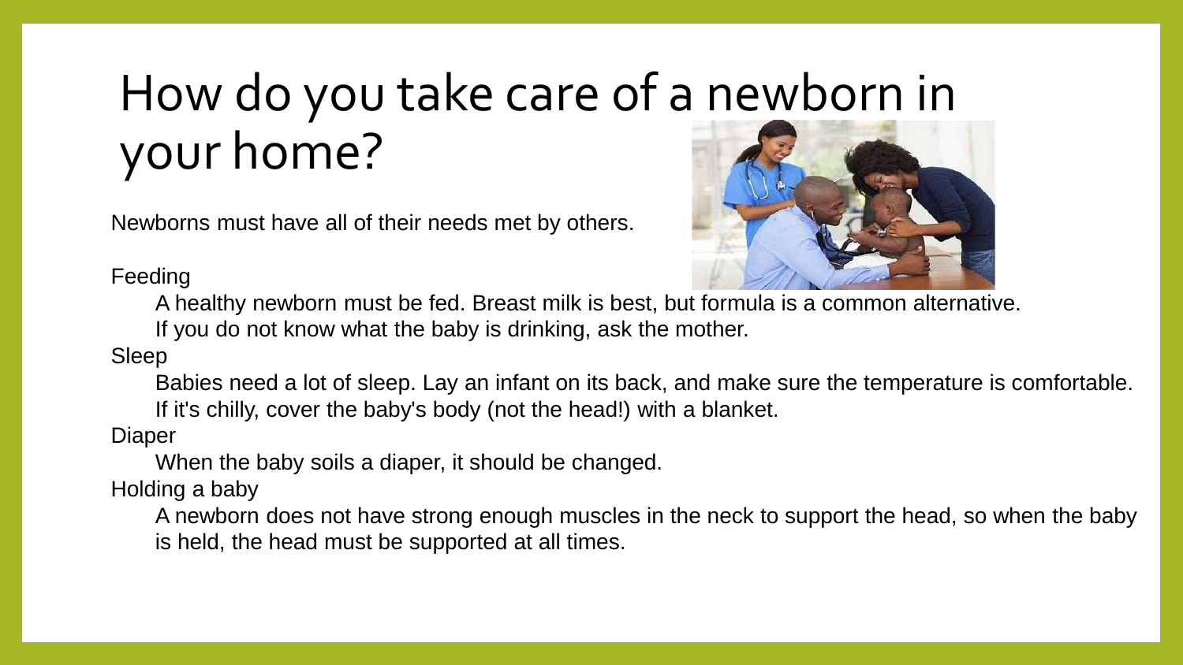# How do you take care of a newborn in your home?

Newborns must have all of their needs met by others.

Feeding

A healthy newborn must be fed. Breast milk is best, but formula is a common alternative. If you do not know what the baby is drinking, ask the mother.

Sleep

Babies need a lot of sleep. Lay an infant on its back, and make sure the temperature is comfortable. If it's chilly, cover the baby's body (not the head!) with a blanket.

Diaper

When the baby soils a diaper, it should be changed.

Holding a baby

A newborn does not have strong enough muscles in the neck to support the head, so when the baby is held, the head must be supported at all times.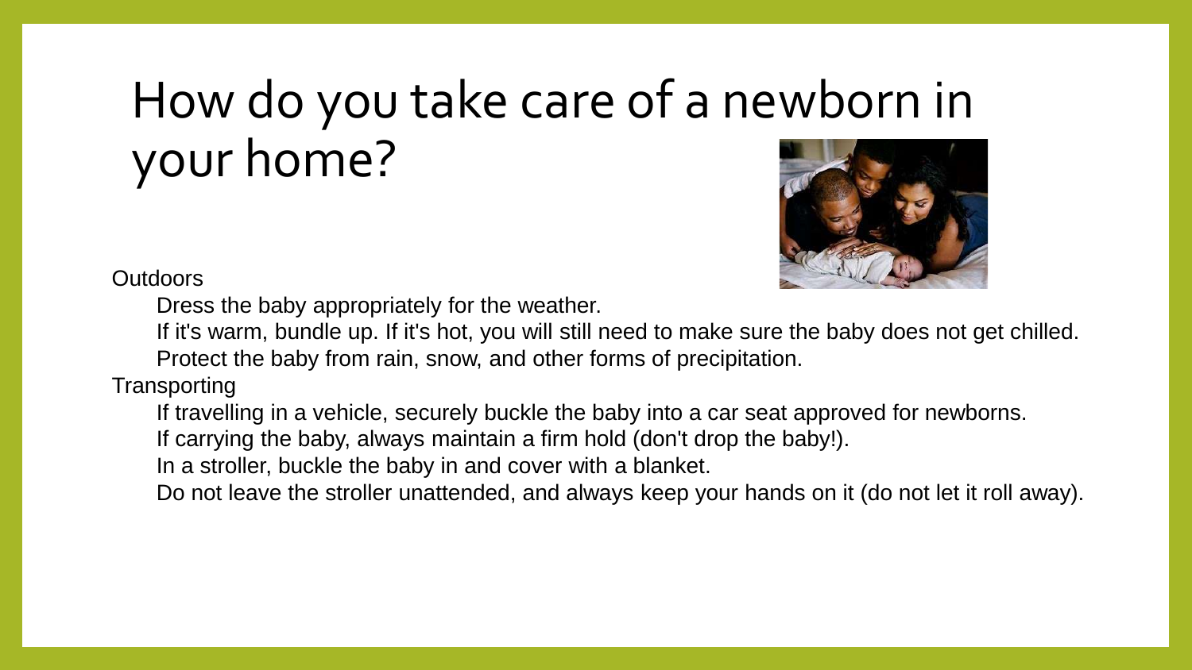# How do you take care of a newborn in your home?

Outdoors

- Dress the baby appropriately for the weather.
- If it's warm, bundle up. If it's hot, you will still need to make sure the baby does not get chilled.
- Protect the baby from rain, snow, and other forms of precipitation.

Transporting

- If travelling in a vehicle, securely buckle the baby into a car seat approved for newborns.
- If carrying the baby, always maintain a firm hold (don't drop the baby!).
- In a stroller, buckle the baby in and cover with a blanket.
- Do not leave the stroller unattended, and always keep your hands on it (do not let it roll away).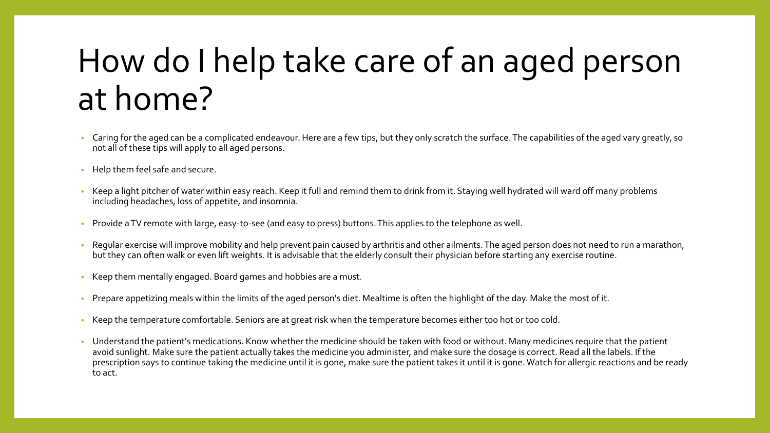# How do I help take care of an aged person at home?

- Caring for the aged can be a complicated endeavour. Here are a few tips, but they only scratch the surface. The capabilities of the aged vary greatly, so not all of these tips will apply to all aged persons.
- Help them feel safe and secure.
- Keep a light pitcher of water within easy reach. Keep it full and remind them to drink from it. Staying well hydrated will ward off many problems including headaches, loss of appetite, and insomnia.
- Provide a TV remote with large, easy-to-see (and easy to press) buttons. This applies to the telephone as well.
- Regular exercise will improve mobility and help prevent pain caused by arthritis and other ailments. The aged person does not need to run a marathon, but they can often walk or even lift weights. It is advisable that the elderly consult their physician before starting any exercise routine.
- Keep them mentally engaged. Board games and hobbies are a must.
- Prepare appetizing meals within the limits of the aged person's diet. Mealtime is often the highlight of the day. Make the most of it.
- Keep the temperature comfortable. Seniors are at great risk when the temperature becomes either too hot or too cold.
- Understand the patient's medications. Know whether the medicine should be taken with food or without. Many medicines require that the patient avoid sunlight. Make sure the patient actually takes the medicine you administer, and make sure the dosage is correct. Read all the labels. If the prescription says to continue taking the medicine until it is gone, make sure the patient takes it until it is gone. Watch for allergic reactions and be ready to act.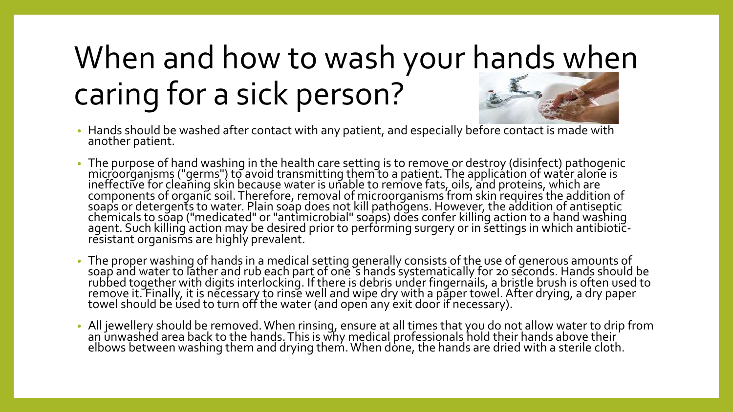# When and how to wash your hands when caring for a sick person?

- Hands should be washed after contact with any patient, and especially before contact is made with another patient.
- The purpose of hand washing in the health care setting is to remove or destroy (disinfect) pathogenic microorganisms ("germs") to avoid transmitting them to a patient. The application of water alone is ineffective for cleaning skin because water is unable to remove fats, oils, and proteins, which are components of organic soil. Therefore, removal of microorganisms from skin requires the addition of soaps or detergents to water. Plain soap does not kill pathogens. However, the addition of antiseptic chemicals to soap ("medicated" or "antimicrobial" soaps) does confer killing action to a hand washing agent. Such killing action may be desired prior to performing surgery or in settings in which antibiotic-resistant organisms are highly prevalent.
- The proper washing of hands in a medical setting generally consists of the use of generous amounts of soap and water to lather and rub each part of one´s hands systematically for 20 seconds. Hands should be rubbed together with digits interlocking. If there is debris under fingernails, a bristle brush is often used to remove it. Finally, it is necessary to rinse well and wipe dry with a paper towel. After drying, a dry paper towel should be used to turn off the water (and open any exit door if necessary).
- All jewellery should be removed. When rinsing, ensure at all times that you do not allow water to drip from an unwashed area back to the hands. This is why medical professionals hold their hands above their elbows between washing them and drying them. When done, the hands are dried with a sterile cloth.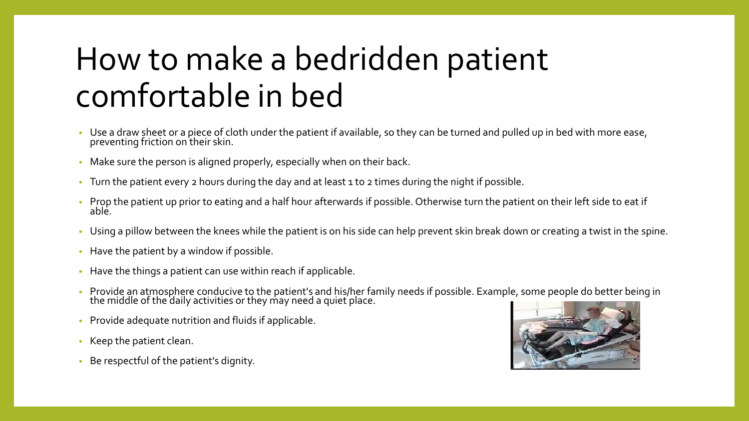# How to make a bedridden patient comfortable in bed

- Use a draw sheet or a piece of cloth under the patient if available, so they can be turned and pulled up in bed with more ease, preventing friction on their skin.
- Make sure the person is aligned properly, especially when on their back.
- Turn the patient every 2 hours during the day and at least 1 to 2 times during the night if possible.
- Prop the patient up prior to eating and a half hour afterwards if possible. Otherwise turn the patient on their left side to eat if able.
- Using a pillow between the knees while the patient is on his side can help prevent skin break down or creating a twist in the spine.
- Have the patient by a window if possible.
- Have the things a patient can use within reach if applicable.
- Provide an atmosphere conducive to the patient's and his/her family needs if possible. Example, some people do better being in the middle of the daily activities or they may need a quiet place.
- Provide adequate nutrition and fluids if applicable.
- Keep the patient clean.
- Be respectful of the patient's dignity.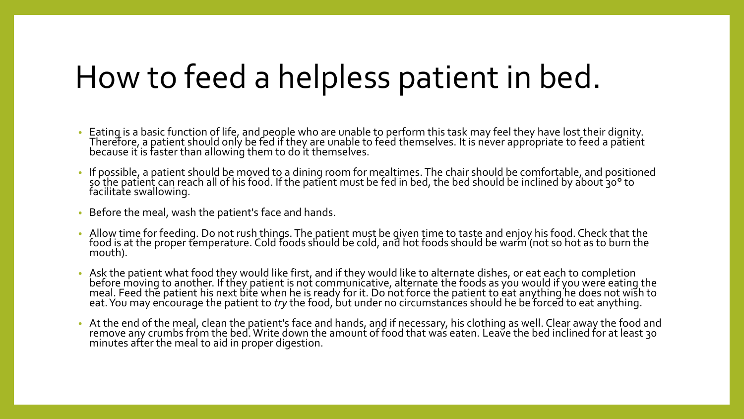# How to feed a helpless patient in bed.

- Eating is a basic function of life, and people who are unable to perform this task may feel they have lost their dignity. Therefore, a patient should only be fed if they are unable to feed themselves. It is never appropriate to feed a patient because it is faster than allowing them to do it themselves.
- If possible, a patient should be moved to a dining room for mealtimes. The chair should be comfortable, and positioned so the patient can reach all of his food. If the patient must be fed in bed, the bed should be inclined by about 30° to facilitate swallowing.
- Before the meal, wash the patient's face and hands.
- Allow time for feeding. Do not rush things. The patient must be given time to taste and enjoy his food. Check that the food is at the proper temperature. Cold foods should be cold, and hot foods should be warm (not so hot as to burn the mouth).
- Ask the patient what food they would like first, and if they would like to alternate dishes, or eat each to completion before moving to another. If they patient is not communicative, alternate the foods as you would if you were eating the meal. Feed the patient his next bite when he is ready for it. Do not force the patient to eat anything he does not wish to eat. You may encourage the patient to *try* the food, but under no circumstances should he be forced to eat anything.
- At the end of the meal, clean the patient's face and hands, and if necessary, his clothing as well. Clear away the food and remove any crumbs from the bed. Write down the amount of food that was eaten. Leave the bed inclined for at least 30 minutes after the meal to aid in proper digestion.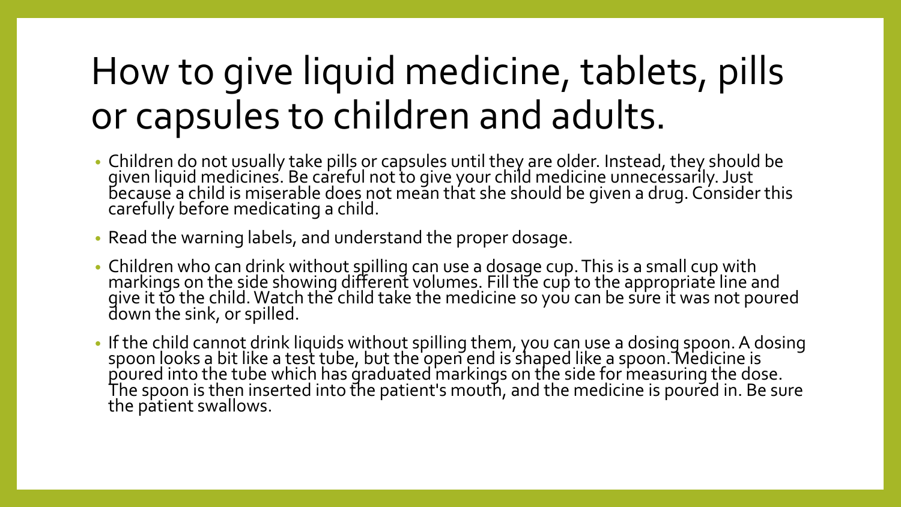# How to give liquid medicine, tablets, pills or capsules to children and adults.

- Children do not usually take pills or capsules until they are older. Instead, they should be given liquid medicines. Be careful not to give your child medicine unnecessarily. Just because a child is miserable does not mean that she should be given a drug. Consider this carefully before medicating a child.
- Read the warning labels, and understand the proper dosage.
- Children who can drink without spilling can use a dosage cup. This is a small cup with markings on the side showing different volumes. Fill the cup to the appropriate line and give it to the child. Watch the child take the medicine so you can be sure it was not poured down the sink, or spilled.
- If the child cannot drink liquids without spilling them, you can use a dosing spoon. A dosing spoon looks a bit like a test tube, but the open end is shaped like a spoon. Medicine is poured into the tube which has graduated markings on the side for measuring the dose. The spoon is then inserted into the patient's mouth, and the medicine is poured in. Be sure the patient swallows.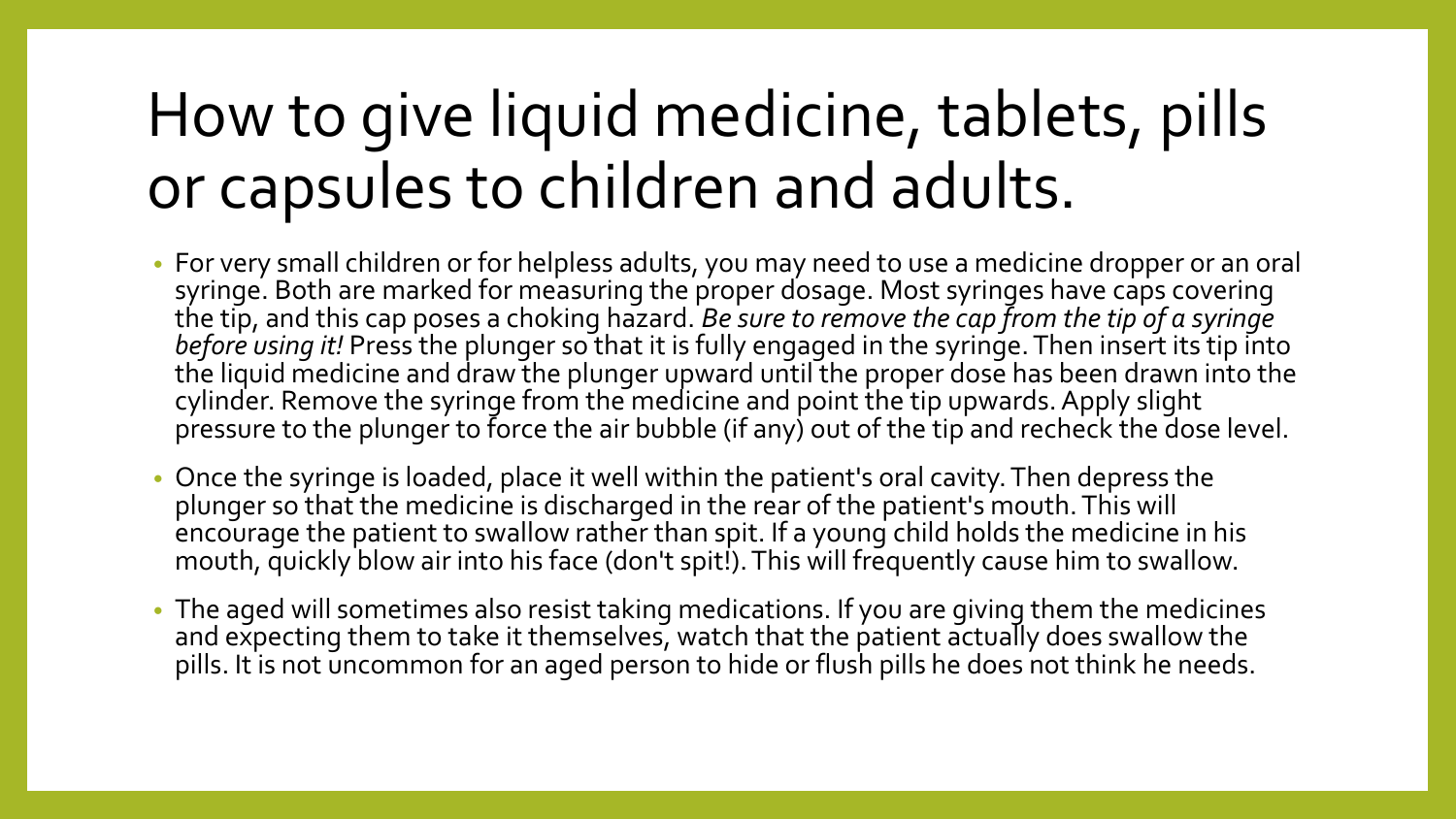# How to give liquid medicine, tablets, pills or capsules to children and adults.

- For very small children or for helpless adults, you may need to use a medicine dropper or an oral syringe. Both are marked for measuring the proper dosage. Most syringes have caps covering the tip, and this cap poses a choking hazard. *Be sure to remove the cap from the tip of a syringe before using it!* Press the plunger so that it is fully engaged in the syringe. Then insert its tip into the liquid medicine and draw the plunger upward until the proper dose has been drawn into the cylinder. Remove the syringe from the medicine and point the tip upwards. Apply slight pressure to the plunger to force the air bubble (if any) out of the tip and recheck the dose level.
- Once the syringe is loaded, place it well within the patient's oral cavity. Then depress the plunger so that the medicine is discharged in the rear of the patient's mouth. This will encourage the patient to swallow rather than spit. If a young child holds the medicine in his mouth, quickly blow air into his face (don't spit!). This will frequently cause him to swallow.
- The aged will sometimes also resist taking medications. If you are giving them the medicines and expecting them to take it themselves, watch that the patient actually does swallow the pills. It is not uncommon for an aged person to hide or flush pills he does not think he needs.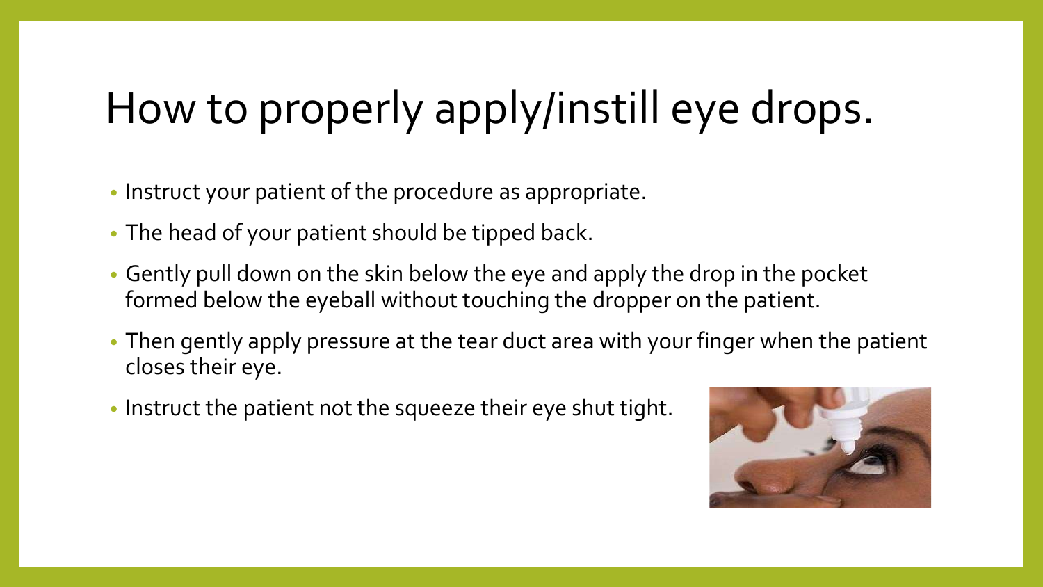# How to properly apply/instill eye drops.

- Instruct your patient of the procedure as appropriate.
- The head of your patient should be tipped back.
- Gently pull down on the skin below the eye and apply the drop in the pocket formed below the eyeball without touching the dropper on the patient.
- Then gently apply pressure at the tear duct area with your finger when the patient closes their eye.
- Instruct the patient not the squeeze their eye shut tight.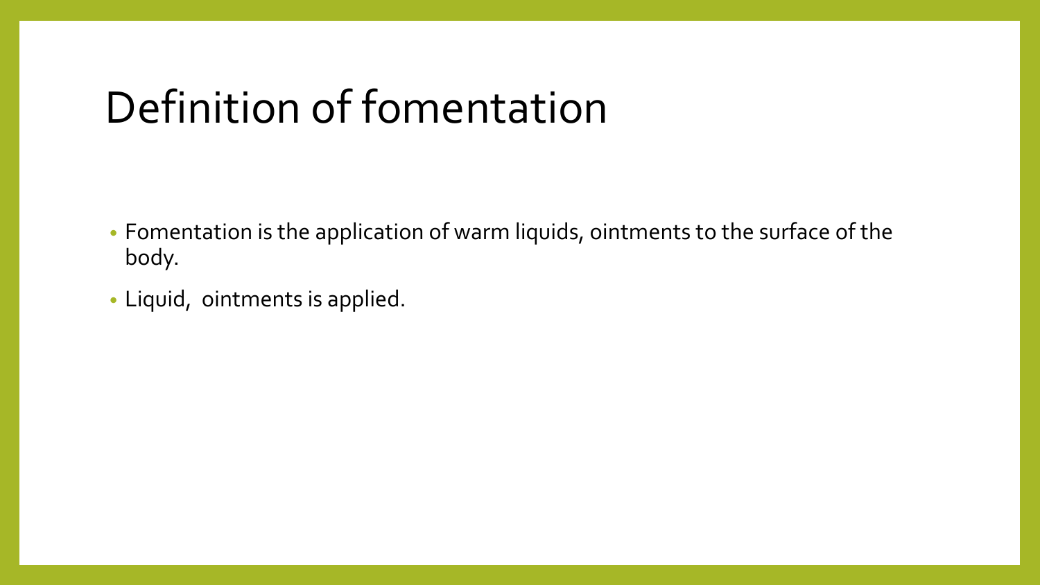# Definition of fomentation

- Fomentation is the application of warm liquids, ointments to the surface of the body.
- Liquid,  ointments is applied.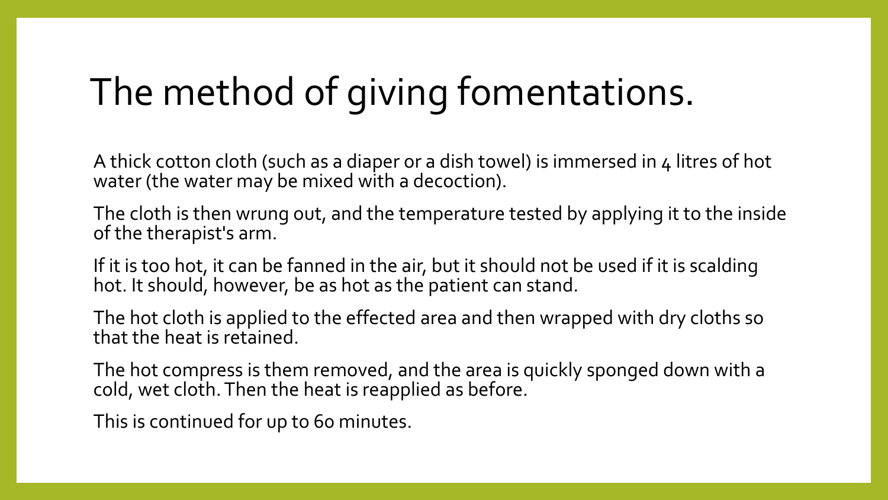# The method of giving fomentations.

A thick cotton cloth (such as a diaper or a dish towel) is immersed in 4 litres of hot water (the water may be mixed with a decoction).

The cloth is then wrung out, and the temperature tested by applying it to the inside of the therapist's arm.

If it is too hot, it can be fanned in the air, but it should not be used if it is scalding hot. It should, however, be as hot as the patient can stand.

The hot cloth is applied to the effected area and then wrapped with dry cloths so that the heat is retained.

The hot compress is them removed, and the area is quickly sponged down with a cold, wet cloth. Then the heat is reapplied as before.

This is continued for up to 60 minutes.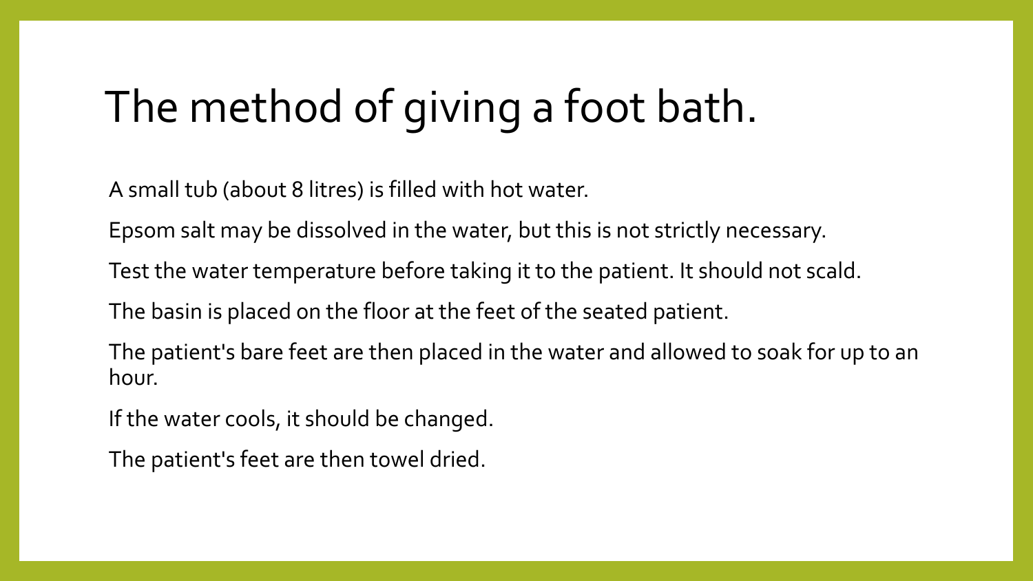# The method of giving a foot bath.

A small tub (about 8 litres) is filled with hot water.

Epsom salt may be dissolved in the water, but this is not strictly necessary.

Test the water temperature before taking it to the patient. It should not scald.

The basin is placed on the floor at the feet of the seated patient.

The patient's bare feet are then placed in the water and allowed to soak for up to an hour.

If the water cools, it should be changed.

The patient's feet are then towel dried.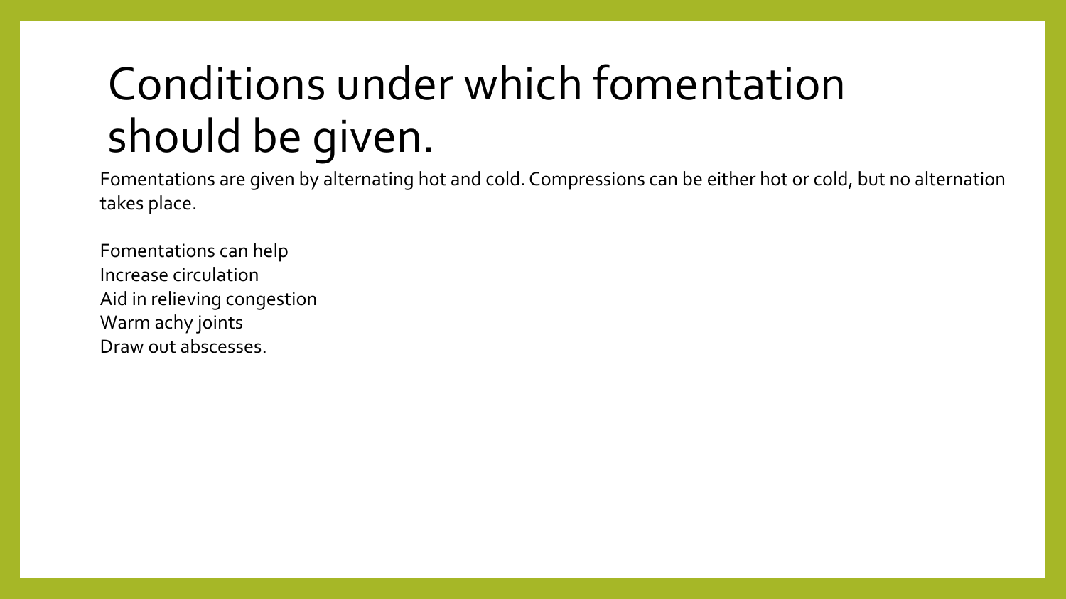# Conditions under which fomentation should be given.

Fomentations are given by alternating hot and cold. Compressions can be either hot or cold, but no alternation takes place.

Fomentations can help
Increase circulation
Aid in relieving congestion
Warm achy joints
Draw out abscesses.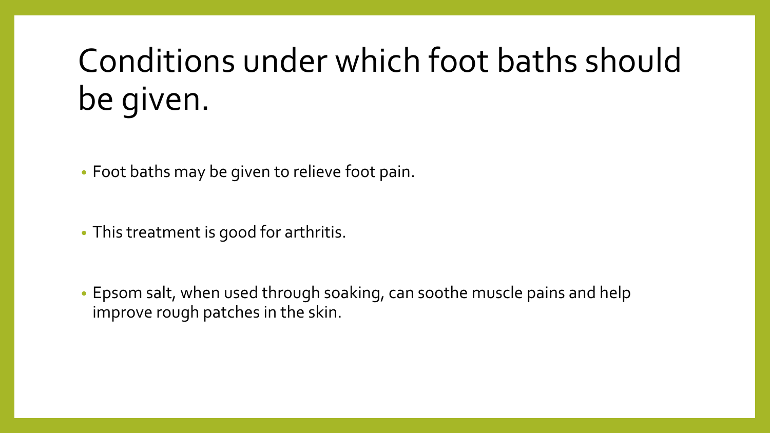# Conditions under which foot baths should be given.

- Foot baths may be given to relieve foot pain.
- This treatment is good for arthritis.
- Epsom salt, when used through soaking, can soothe muscle pains and help improve rough patches in the skin.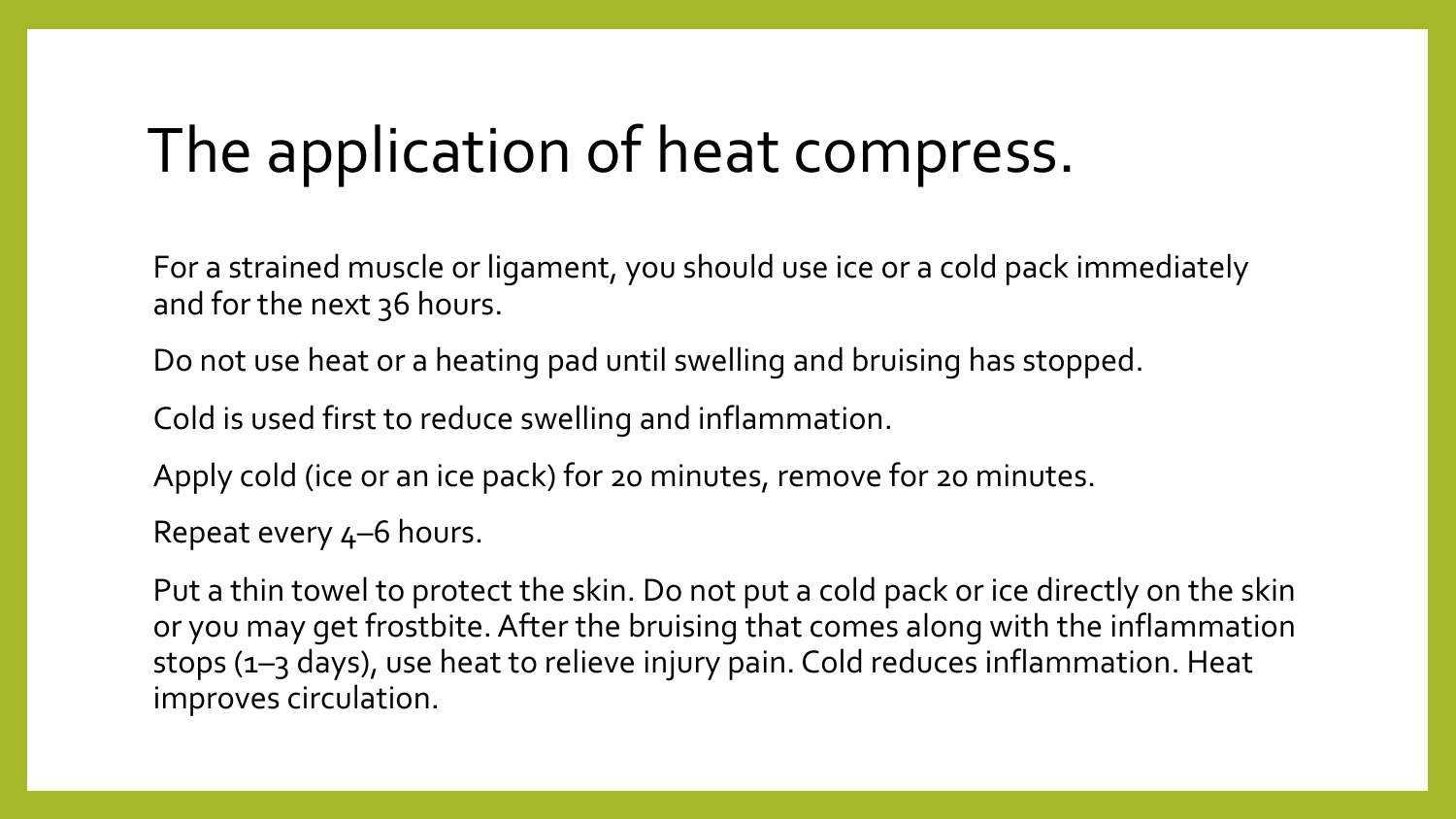# The application of heat compress.

For a strained muscle or ligament, you should use ice or a cold pack immediately and for the next 36 hours.

Do not use heat or a heating pad until swelling and bruising has stopped.

Cold is used first to reduce swelling and inflammation.

Apply cold (ice or an ice pack) for 20 minutes, remove for 20 minutes.

Repeat every 4–6 hours.

Put a thin towel to protect the skin. Do not put a cold pack or ice directly on the skin or you may get frostbite. After the bruising that comes along with the inflammation stops (1–3 days), use heat to relieve injury pain. Cold reduces inflammation. Heat improves circulation.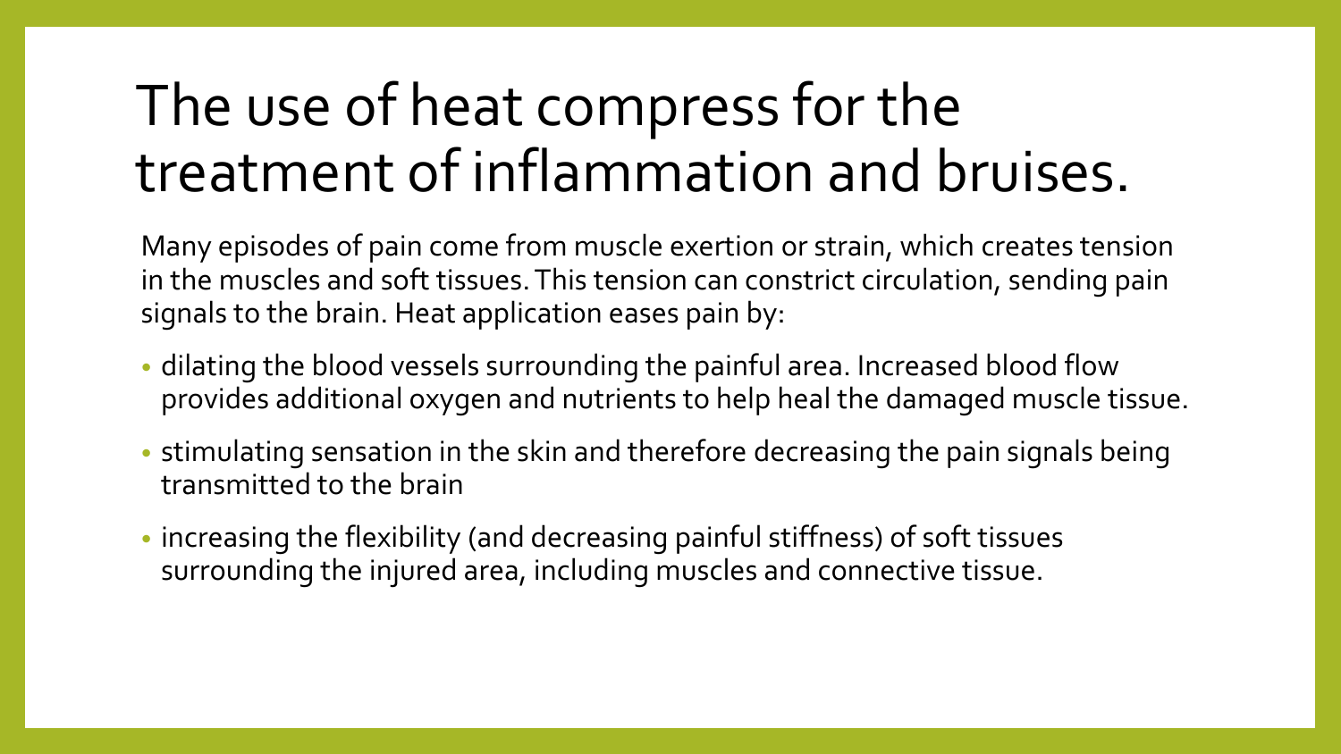# The use of heat compress for the treatment of inflammation and bruises.

Many episodes of pain come from muscle exertion or strain, which creates tension in the muscles and soft tissues. This tension can constrict circulation, sending pain signals to the brain. Heat application eases pain by:

- dilating the blood vessels surrounding the painful area. Increased blood flow provides additional oxygen and nutrients to help heal the damaged muscle tissue.
- stimulating sensation in the skin and therefore decreasing the pain signals being transmitted to the brain
- increasing the flexibility (and decreasing painful stiffness) of soft tissues surrounding the injured area, including muscles and connective tissue.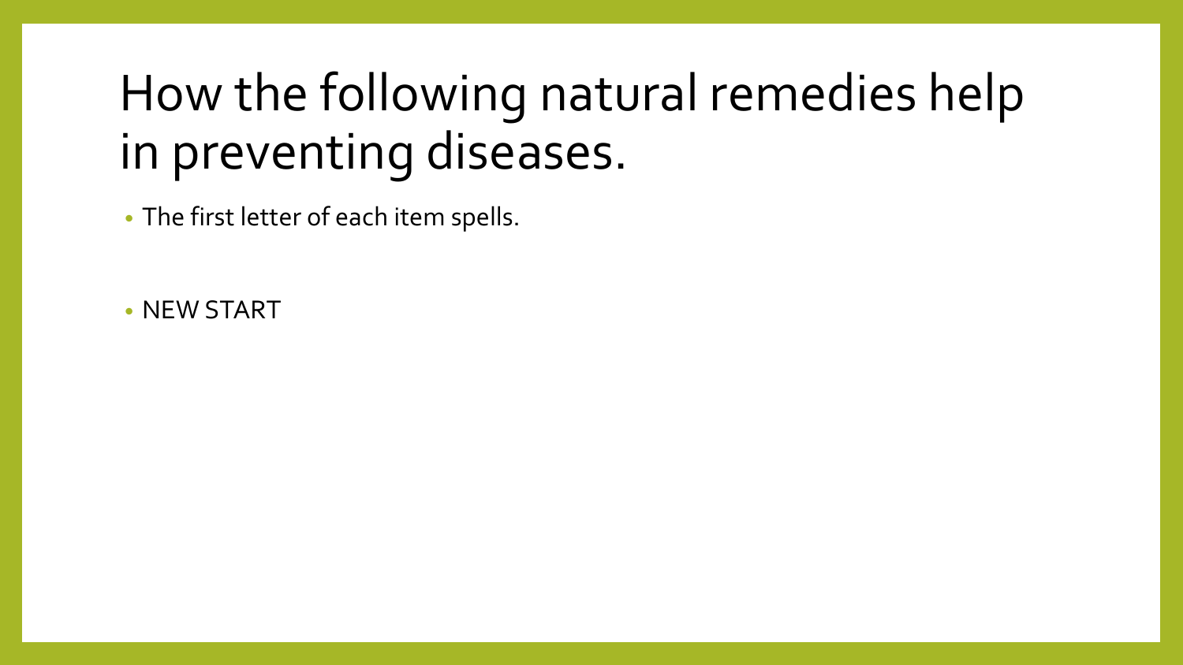# How the following natural remedies help in preventing diseases.

- The first letter of each item spells.

- NEW START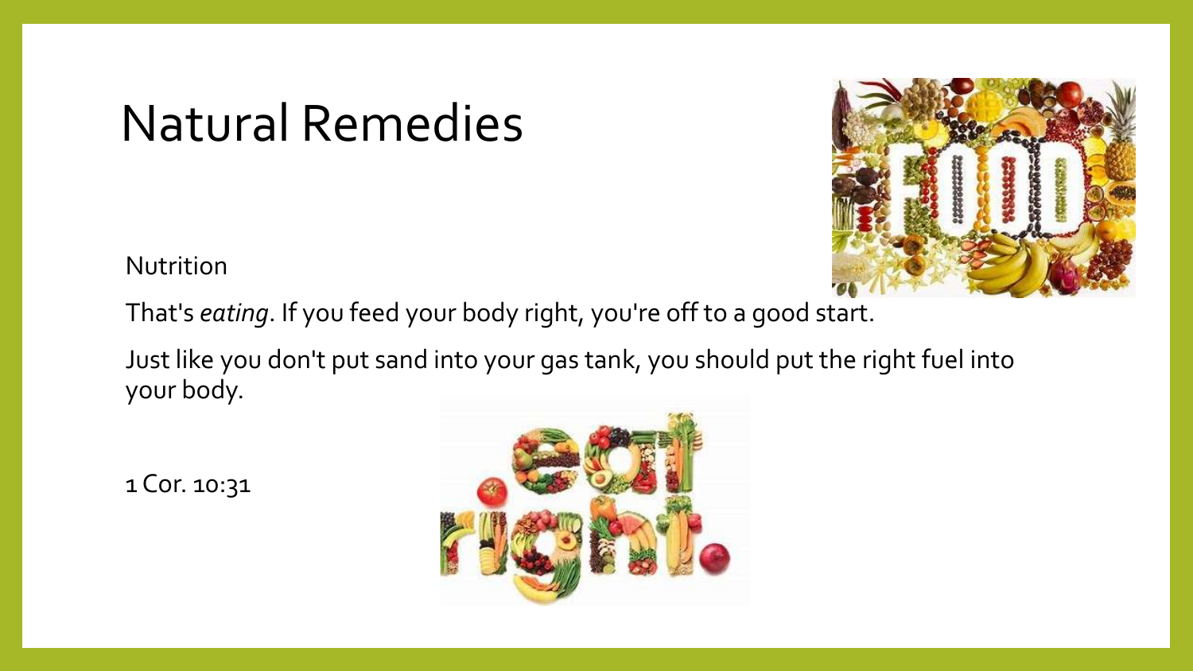# Natural Remedies

Nutrition

That's *eating*. If you feed your body right, you're off to a good start.

Just like you don't put sand into your gas tank, you should put the right fuel into your body.

1 Cor. 10:31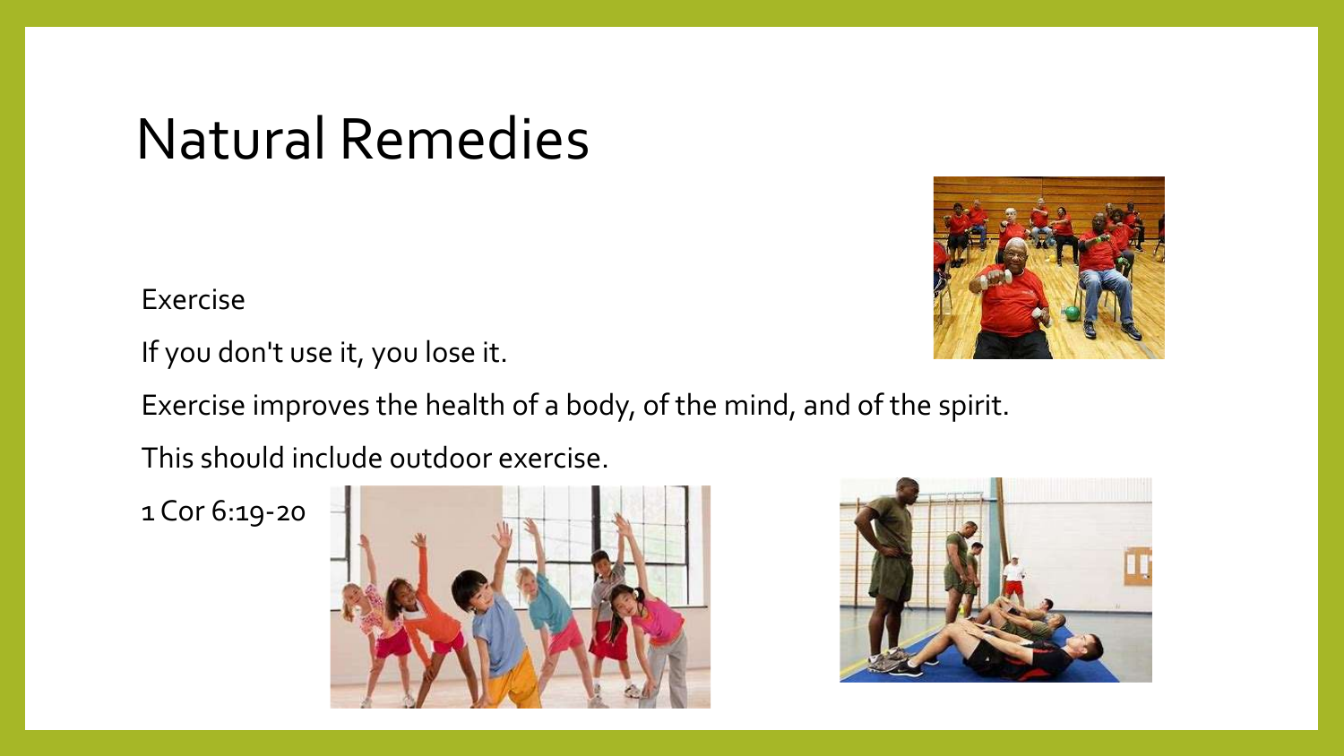# Natural Remedies

Exercise

If you don't use it, you lose it.

Exercise improves the health of a body, of the mind, and of the spirit.

This should include outdoor exercise.

1 Cor 6:19-20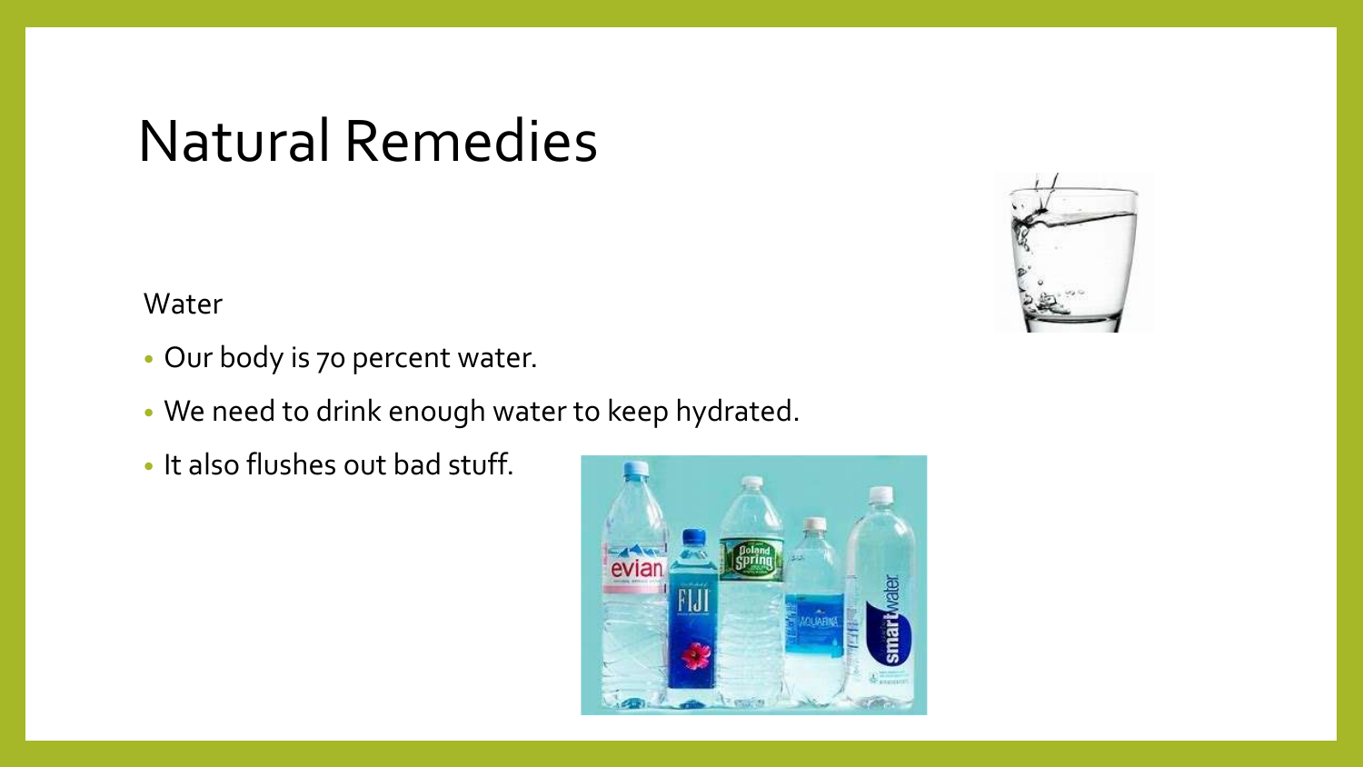# Natural Remedies

Water

- Our body is 70 percent water.
- We need to drink enough water to keep hydrated.
- It also flushes out bad stuff.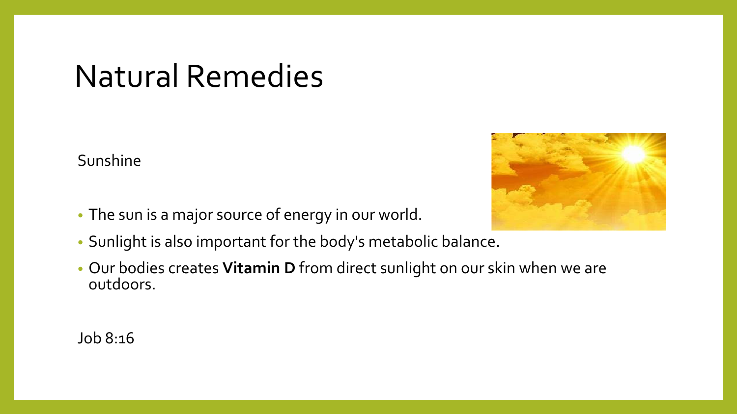# Natural Remedies

Sunshine

- The sun is a major source of energy in our world.
- Sunlight is also important for the body's metabolic balance.
- Our bodies creates **Vitamin D** from direct sunlight on our skin when we are outdoors.

Job 8:16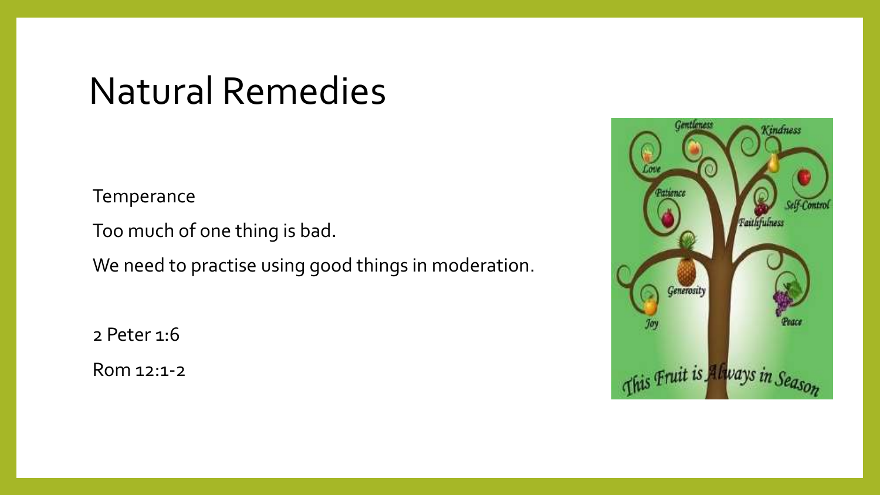# Natural Remedies

Temperance

Too much of one thing is bad.

We need to practise using good things in moderation.

2 Peter 1:6

Rom 12:1-2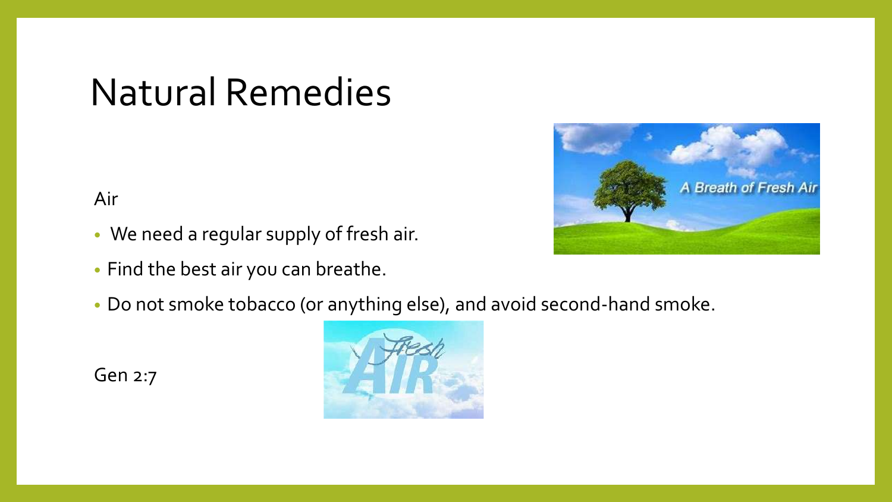# Natural Remedies

Air

- We need a regular supply of fresh air.
- Find the best air you can breathe.
- Do not smoke tobacco (or anything else), and avoid second-hand smoke.

Gen 2:7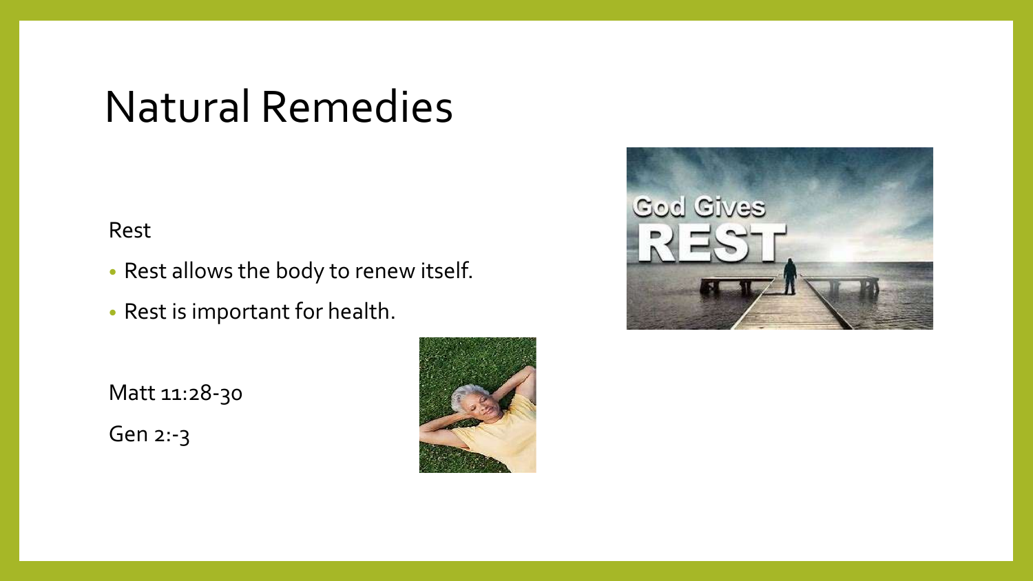# Natural Remedies

Rest

- Rest allows the body to renew itself.
- Rest is important for health.

Matt 11:28-30

Gen 2:-3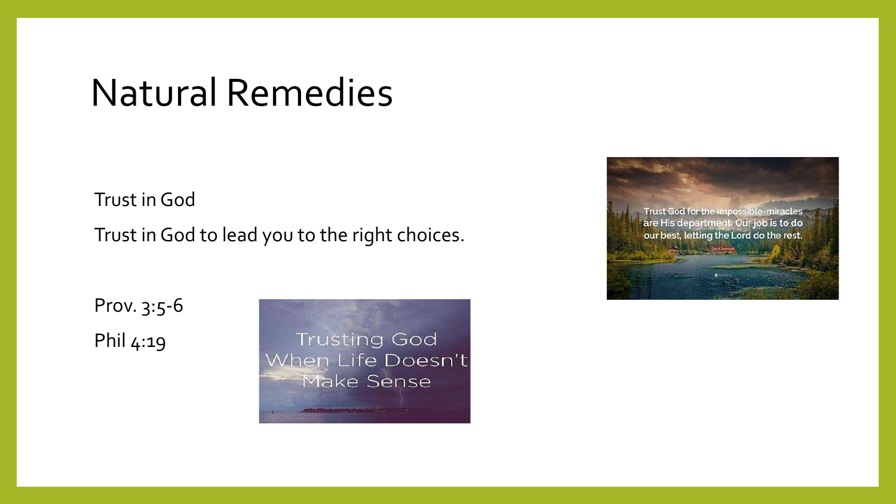# Natural Remedies

Trust in God

Trust in God to lead you to the right choices.

Prov. 3:5-6

Phil 4:19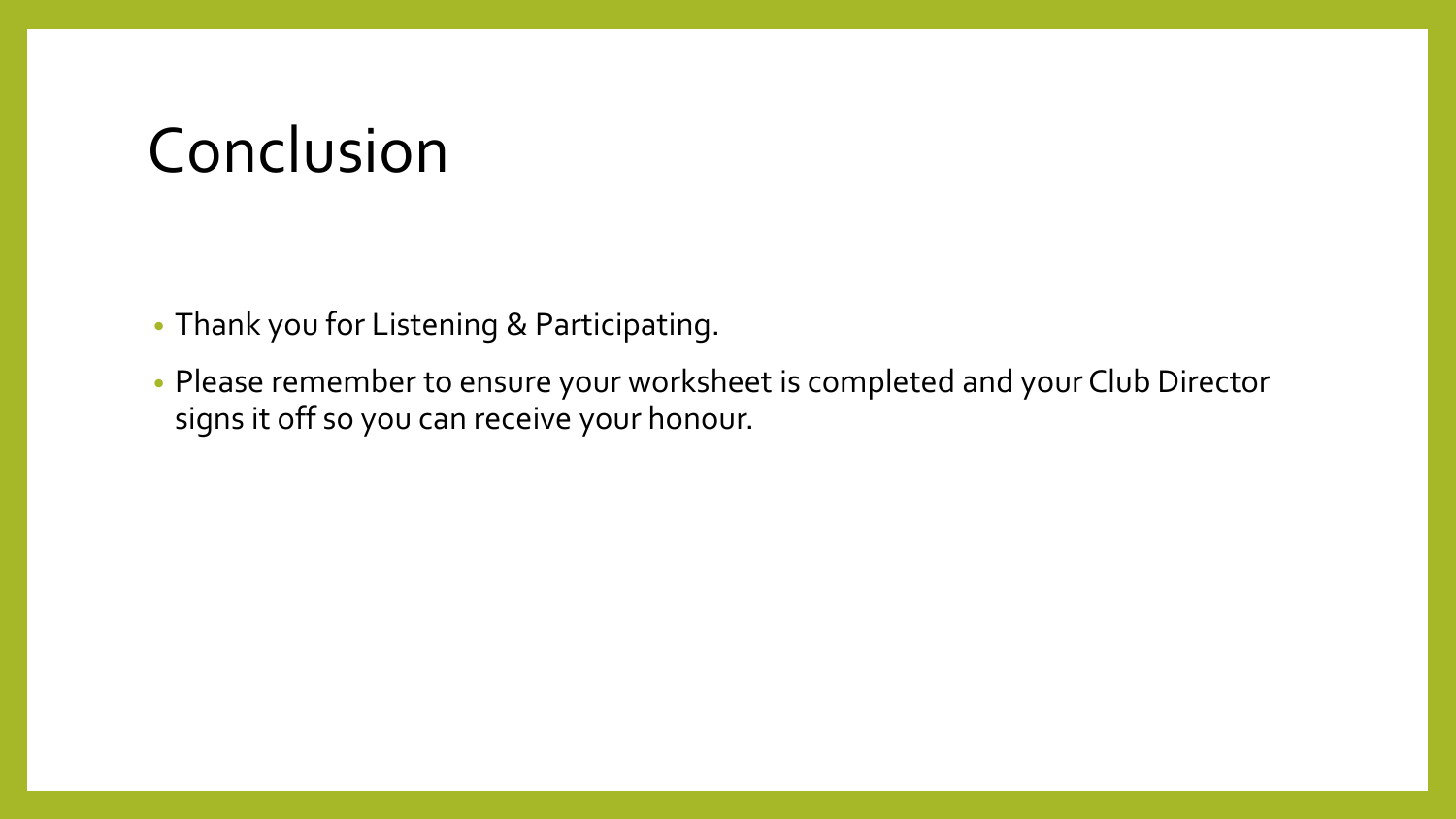# Conclusion

- Thank you for Listening & Participating.
- Please remember to ensure your worksheet is completed and your Club Director signs it off so you can receive your honour.